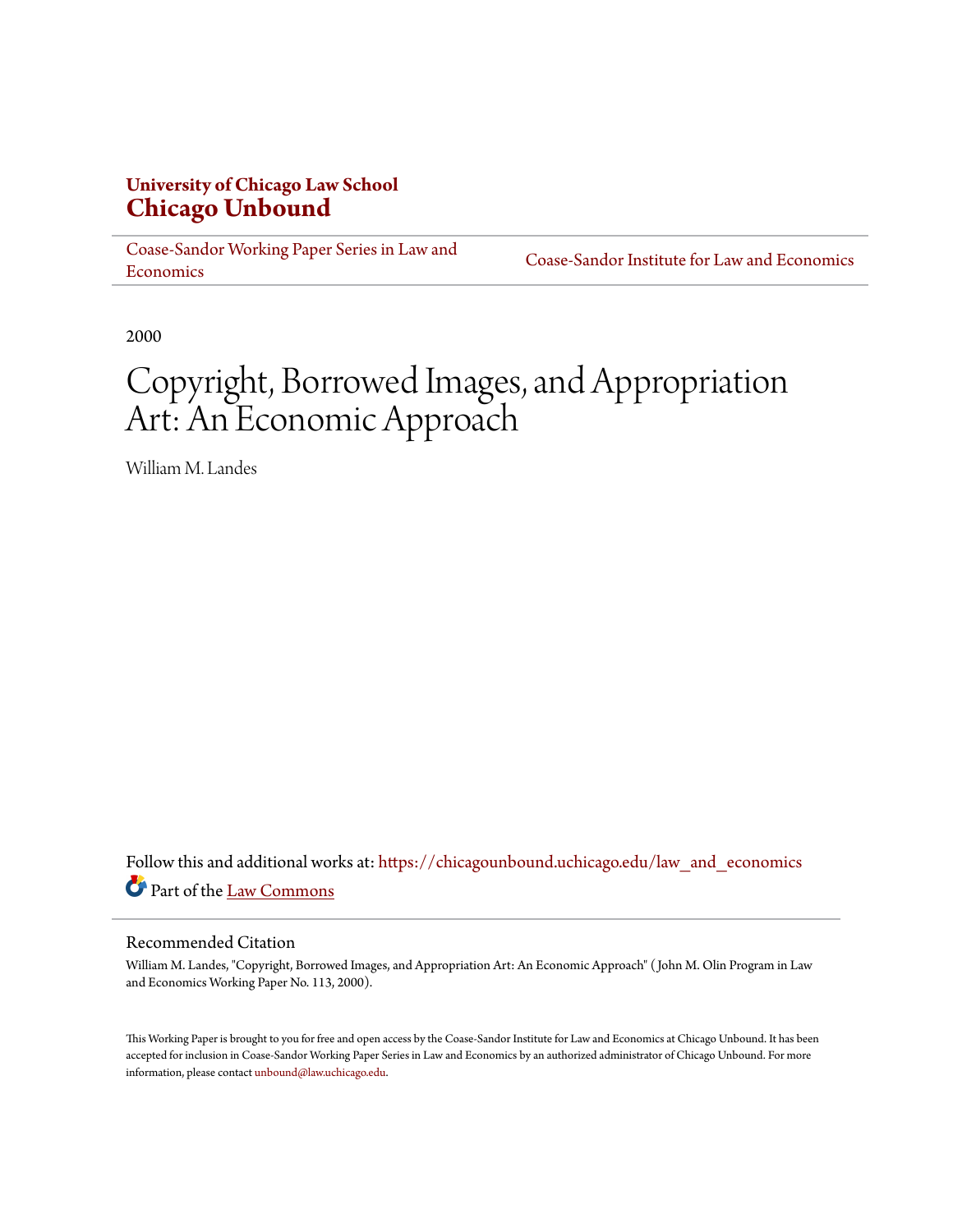**University of Chicago Law School**
# Chicago Unbound

Coase-Sandor Working Paper Series in Law and Economics | Coase-Sandor Institute for Law and Economics

2000

# Copyright, Borrowed Images, and Appropriation Art: An Economic Approach

William M. Landes

Follow this and additional works at: https://chicagounbound.uchicago.edu/law_and_economics

Part of the Law Commons

## Recommended Citation

William M. Landes, "Copyright, Borrowed Images, and Appropriation Art: An Economic Approach" ( John M. Olin Program in Law and Economics Working Paper No. 113, 2000).

This Working Paper is brought to you for free and open access by the Coase-Sandor Institute for Law and Economics at Chicago Unbound. It has been accepted for inclusion in Coase-Sandor Working Paper Series in Law and Economics by an authorized administrator of Chicago Unbound. For more information, please contact unbound@law.uchicago.edu.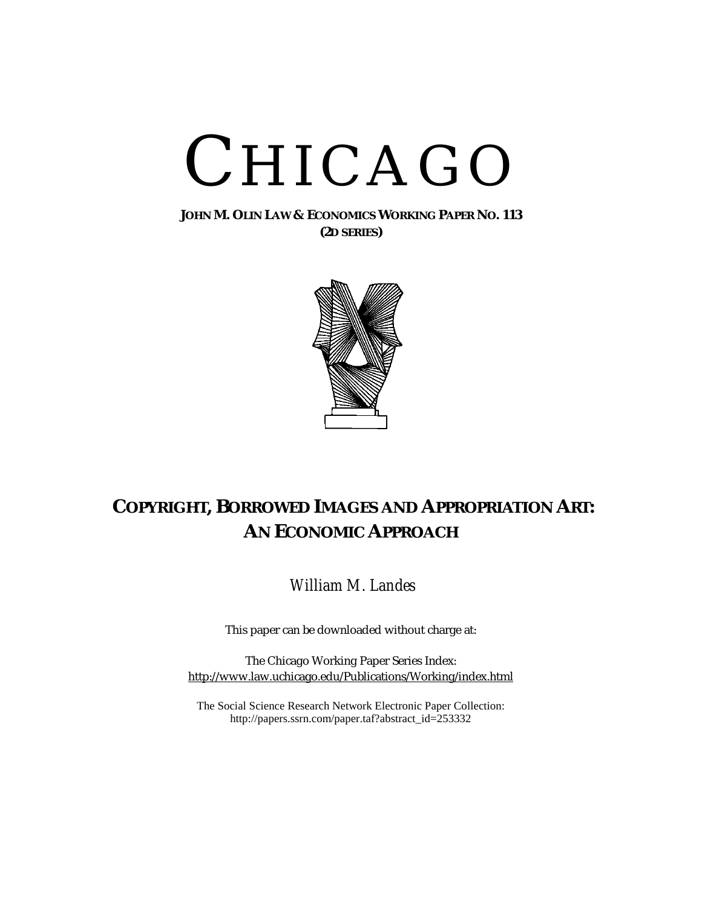# CHICAGO

**JOHN M. OLIN LAW & ECONOMICS WORKING PAPER NO. 113**
**(2D SERIES)**

## COPYRIGHT, BORROWED IMAGES AND APPROPRIATION ART: AN ECONOMIC APPROACH

*William M. Landes*

This paper can be downloaded without charge at:

The Chicago Working Paper Series Index:
http://www.law.uchicago.edu/Publications/Working/index.html

The Social Science Research Network Electronic Paper Collection:
http://papers.ssrn.com/paper.taf?abstract_id=253332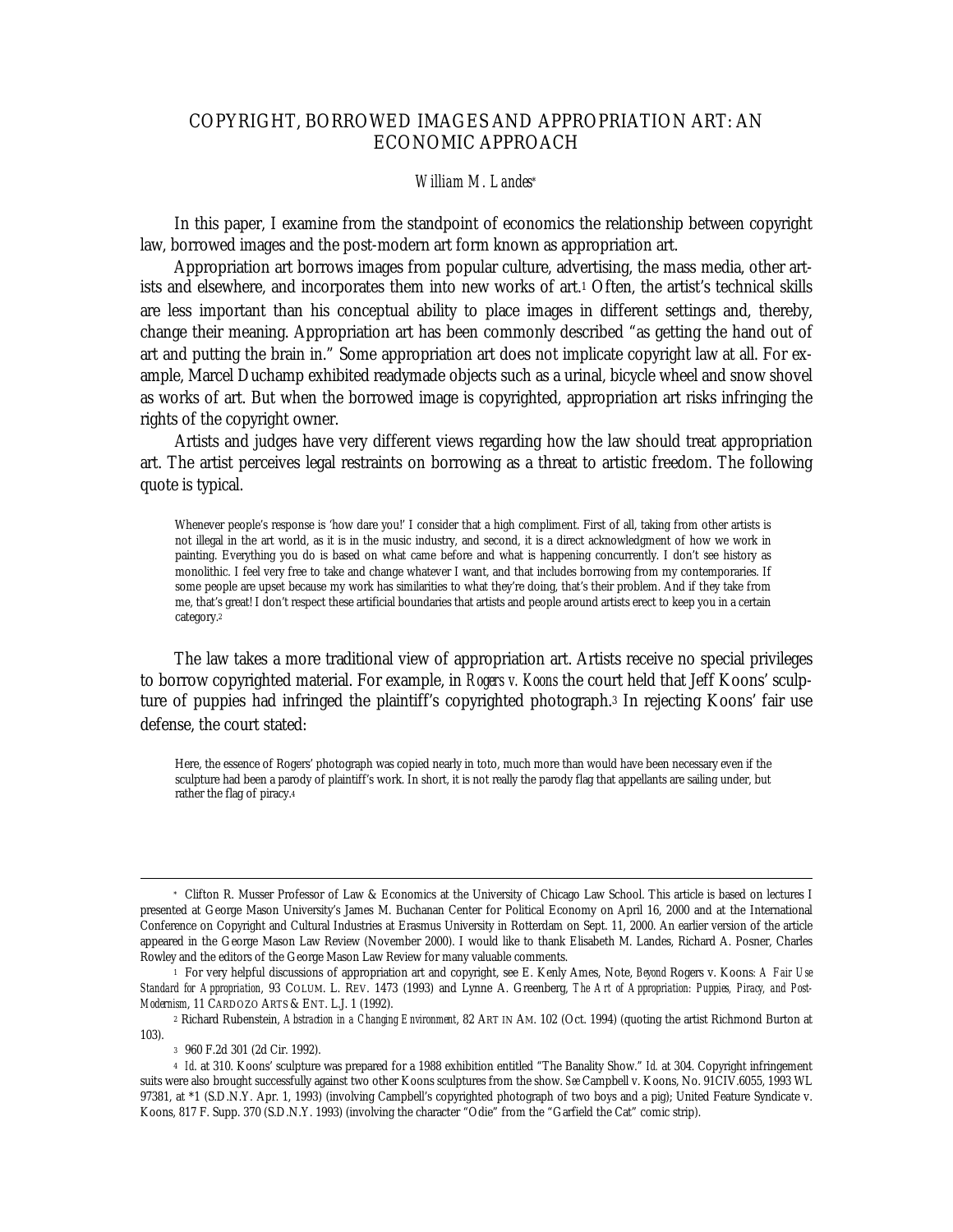# COPYRIGHT, BORROWED IMAGES AND APPROPRIATION ART: AN ECONOMIC APPROACH

*William M. Landes*[*]

In this paper, I examine from the standpoint of economics the relationship between copyright law, borrowed images and the post-modern art form known as appropriation art.

Appropriation art borrows images from popular culture, advertising, the mass media, other artists and elsewhere, and incorporates them into new works of art.[1] Often, the artist's technical skills are less important than his conceptual ability to place images in different settings and, thereby, change their meaning. Appropriation art has been commonly described "as getting the hand out of art and putting the brain in." Some appropriation art does not implicate copyright law at all. For example, Marcel Duchamp exhibited readymade objects such as a urinal, bicycle wheel and snow shovel as works of art. But when the borrowed image is copyrighted, appropriation art risks infringing the rights of the copyright owner.

Artists and judges have very different views regarding how the law should treat appropriation art. The artist perceives legal restraints on borrowing as a threat to artistic freedom. The following quote is typical.

> Whenever people's response is 'how dare you!' I consider that a high compliment. First of all, taking from other artists is not illegal in the art world, as it is in the music industry, and second, it is a direct acknowledgment of how we work in painting. Everything you do is based on what came before and what is happening concurrently. I don't see history as monolithic. I feel very free to take and change whatever I want, and that includes borrowing from my contemporaries. If some people are upset because my work has similarities to what they're doing, that's their problem. And if they take from me, that's great! I don't respect these artificial boundaries that artists and people around artists erect to keep you in a certain category.[2]

The law takes a more traditional view of appropriation art. Artists receive no special privileges to borrow copyrighted material. For example, in *Rogers v. Koons* the court held that Jeff Koons' sculpture of puppies had infringed the plaintiff's copyrighted photograph.[3] In rejecting Koons' fair use defense, the court stated:

> Here, the essence of Rogers' photograph was copied nearly in toto, much more than would have been necessary even if the sculpture had been a parody of plaintiff's work. In short, it is not really the parody flag that appellants are sailing under, but rather the flag of piracy.[4]

---

[*] Clifton R. Musser Professor of Law & Economics at the University of Chicago Law School. This article is based on lectures I presented at George Mason University's James M. Buchanan Center for Political Economy on April 16, 2000 and at the International Conference on Copyright and Cultural Industries at Erasmus University in Rotterdam on Sept. 11, 2000. An earlier version of the article appeared in the George Mason Law Review (November 2000). I would like to thank Elisabeth M. Landes, Richard A. Posner, Charles Rowley and the editors of the George Mason Law Review for many valuable comments.

[1] For very helpful discussions of appropriation art and copyright, see E. Kenly Ames, Note, *Beyond* Rogers v. Koons: *A Fair Use Standard for Appropriation*, 93 COLUM. L. REV. 1473 (1993) and Lynne A. Greenberg, *The Art of Appropriation: Puppies, Piracy, and Post-Modernism*, 11 CARDOZO ARTS & ENT. L.J. 1 (1992).

[2] Richard Rubenstein, *Abstraction in a Changing Environment*, 82 ART IN AM. 102 (Oct. 1994) (quoting the artist Richmond Burton at 103).

[3] 960 F.2d 301 (2d Cir. 1992).

[4] *Id.* at 310. Koons' sculpture was prepared for a 1988 exhibition entitled "The Banality Show." *Id.* at 304. Copyright infringement suits were also brought successfully against two other Koons sculptures from the show. *See* Campbell v. Koons, No. 91CIV.6055, 1993 WL 97381, at *1 (S.D.N.Y. Apr. 1, 1993) (involving Campbell's copyrighted photograph of two boys and a pig); United Feature Syndicate v. Koons, 817 F. Supp. 370 (S.D.N.Y. 1993) (involving the character "Odie" from the "Garfield the Cat" comic strip).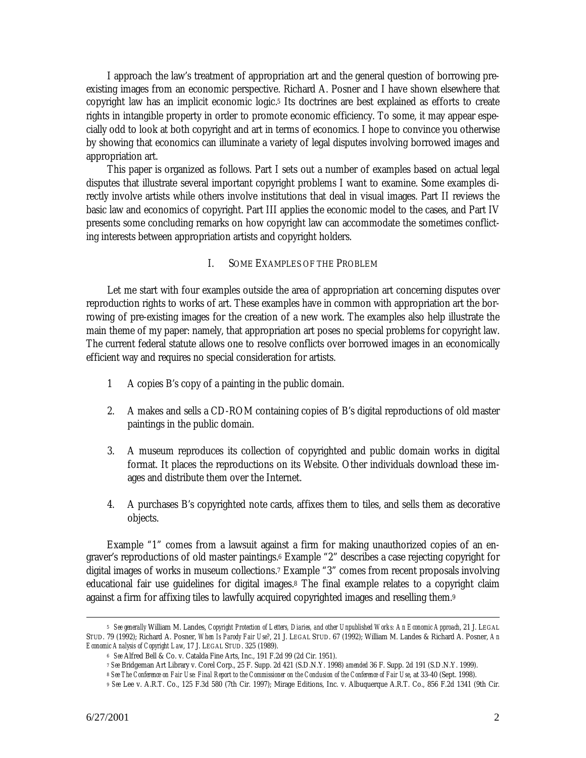I approach the law's treatment of appropriation art and the general question of borrowing pre-existing images from an economic perspective. Richard A. Posner and I have shown elsewhere that copyright law has an implicit economic logic.[5] Its doctrines are best explained as efforts to create rights in intangible property in order to promote economic efficiency. To some, it may appear especially odd to look at both copyright and art in terms of economics. I hope to convince you otherwise by showing that economics can illuminate a variety of legal disputes involving borrowed images and appropriation art.

This paper is organized as follows. Part I sets out a number of examples based on actual legal disputes that illustrate several important copyright problems I want to examine. Some examples directly involve artists while others involve institutions that deal in visual images. Part II reviews the basic law and economics of copyright. Part III applies the economic model to the cases, and Part IV presents some concluding remarks on how copyright law can accommodate the sometimes conflicting interests between appropriation artists and copyright holders.

## I. Some Examples of the Problem

Let me start with four examples outside the area of appropriation art concerning disputes over reproduction rights to works of art. These examples have in common with appropriation art the borrowing of pre-existing images for the creation of a new work. The examples also help illustrate the main theme of my paper: namely, that appropriation art poses no special problems for copyright law. The current federal statute allows one to resolve conflicts over borrowed images in an economically efficient way and requires no special consideration for artists.

1 A copies B's copy of a painting in the public domain.

2. A makes and sells a CD-ROM containing copies of B's digital reproductions of old master paintings in the public domain.

3. A museum reproduces its collection of copyrighted and public domain works in digital format. It places the reproductions on its Website. Other individuals download these images and distribute them over the Internet.

4. A purchases B's copyrighted note cards, affixes them to tiles, and sells them as decorative objects.

Example "1" comes from a lawsuit against a firm for making unauthorized copies of an engraver's reproductions of old master paintings.[6] Example "2" describes a case rejecting copyright for digital images of works in museum collections.[7] Example "3" comes from recent proposals involving educational fair use guidelines for digital images.[8] The final example relates to a copyright claim against a firm for affixing tiles to lawfully acquired copyrighted images and reselling them.[9]

---

[5] *See generally* William M. Landes, *Copyright Protection of Letters, Diaries, and other Unpublished Works: An Economic Approach*, 21 J. LEGAL STUD. 79 (1992); Richard A. Posner, *When Is Parody Fair Use?*, 21 J. LEGAL STUD. 67 (1992); William M. Landes & Richard A. Posner, *An Economic Analysis of Copyright Law*, 17 J. LEGAL STUD. 325 (1989).

[6] *See* Alfred Bell & Co. v. Catalda Fine Arts, Inc., 191 F.2d 99 (2d Cir. 1951).

[7] *See* Bridgeman Art Library v. Corel Corp., 25 F. Supp. 2d 421 (S.D.N.Y. 1998) *amended* 36 F. Supp. 2d 191 (S.D.N.Y. 1999).

[8] *See The Conference on Fair Use: Final Report to the Commissioner on the Conclusion of the Conference of Fair Use*, at 33-40 (Sept. 1998).

[9] *See* Lee v. A.R.T. Co., 125 F.3d 580 (7th Cir. 1997); Mirage Editions, Inc. v. Albuquerque A.R.T. Co., 856 F.2d 1341 (9th Cir.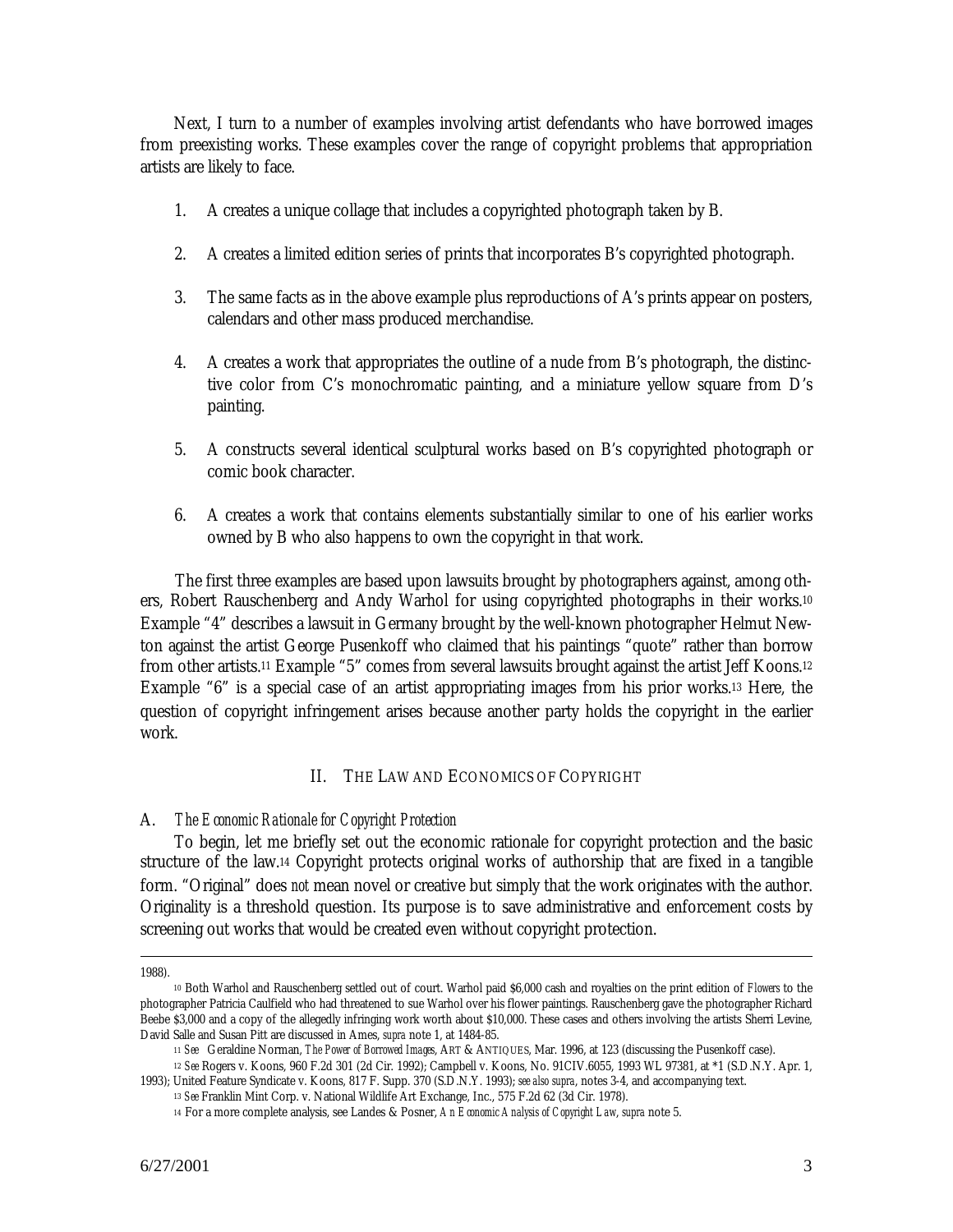Next, I turn to a number of examples involving artist defendants who have borrowed images from preexisting works. These examples cover the range of copyright problems that appropriation artists are likely to face.

1. A creates a unique collage that includes a copyrighted photograph taken by B.

2. A creates a limited edition series of prints that incorporates B's copyrighted photograph.

3. The same facts as in the above example plus reproductions of A's prints appear on posters, calendars and other mass produced merchandise.

4. A creates a work that appropriates the outline of a nude from B's photograph, the distinctive color from C's monochromatic painting, and a miniature yellow square from D's painting.

5. A constructs several identical sculptural works based on B's copyrighted photograph or comic book character.

6. A creates a work that contains elements substantially similar to one of his earlier works owned by B who also happens to own the copyright in that work.

The first three examples are based upon lawsuits brought by photographers against, among others, Robert Rauschenberg and Andy Warhol for using copyrighted photographs in their works.[10] Example "4" describes a lawsuit in Germany brought by the well-known photographer Helmut Newton against the artist George Pusenkoff who claimed that his paintings "quote" rather than borrow from other artists.[11] Example "5" comes from several lawsuits brought against the artist Jeff Koons.[12] Example "6" is a special case of an artist appropriating images from his prior works.[13] Here, the question of copyright infringement arises because another party holds the copyright in the earlier work.

## II. The Law and Economics of Copyright

### A. *The Economic Rationale for Copyright Protection*

To begin, let me briefly set out the economic rationale for copyright protection and the basic structure of the law.[14] Copyright protects original works of authorship that are fixed in a tangible form. "Original" does *not* mean novel or creative but simply that the work originates with the author. Originality is a threshold question. Its purpose is to save administrative and enforcement costs by screening out works that would be created even without copyright protection.

---

1988).

[10] Both Warhol and Rauschenberg settled out of court. Warhol paid $6,000 cash and royalties on the print edition of *Flowers* to the photographer Patricia Caulfield who had threatened to sue Warhol over his flower paintings. Rauschenberg gave the photographer Richard Beebe $3,000 and a copy of the allegedly infringing work worth about $10,000. These cases and others involving the artists Sherri Levine, David Salle and Susan Pitt are discussed in Ames, *supra* note 1, at 1484-85.

[11] *See* Geraldine Norman, *The Power of Borrowed Images*, ART & ANTIQUES, Mar. 1996, at 123 (discussing the Pusenkoff case).

[12] *See* Rogers v. Koons, 960 F.2d 301 (2d Cir. 1992); Campbell v. Koons, No. 91CIV.6055, 1993 WL 97381, at *1 (S.D.N.Y. Apr. 1, 1993); United Feature Syndicate v. Koons, 817 F. Supp. 370 (S.D.N.Y. 1993); *see also supra*, notes 3-4, and accompanying text.

[13] *See* Franklin Mint Corp. v. National Wildlife Art Exchange, Inc., 575 F.2d 62 (3d Cir. 1978).

[14] For a more complete analysis, see Landes & Posner, *An Economic Analysis of Copyright Law*, *supra* note 5.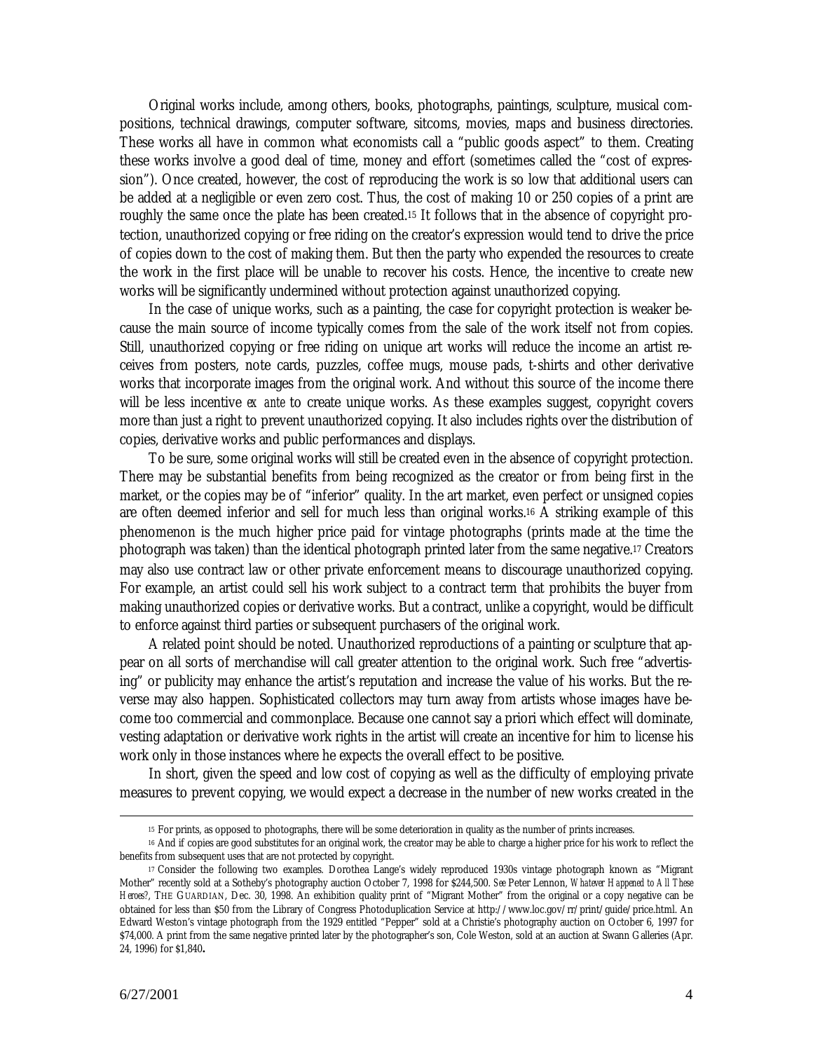Original works include, among others, books, photographs, paintings, sculpture, musical compositions, technical drawings, computer software, sitcoms, movies, maps and business directories. These works all have in common what economists call a "public goods aspect" to them. Creating these works involve a good deal of time, money and effort (sometimes called the "cost of expression"). Once created, however, the cost of reproducing the work is so low that additional users can be added at a negligible or even zero cost. Thus, the cost of making 10 or 250 copies of a print are roughly the same once the plate has been created.[15] It follows that in the absence of copyright protection, unauthorized copying or free riding on the creator's expression would tend to drive the price of copies down to the cost of making them. But then the party who expended the resources to create the work in the first place will be unable to recover his costs. Hence, the incentive to create new works will be significantly undermined without protection against unauthorized copying.

In the case of unique works, such as a painting, the case for copyright protection is weaker because the main source of income typically comes from the sale of the work itself not from copies. Still, unauthorized copying or free riding on unique art works will reduce the income an artist receives from posters, note cards, puzzles, coffee mugs, mouse pads, t-shirts and other derivative works that incorporate images from the original work. And without this source of the income there will be less incentive *ex ante* to create unique works. As these examples suggest, copyright covers more than just a right to prevent unauthorized copying. It also includes rights over the distribution of copies, derivative works and public performances and displays.

To be sure, some original works will still be created even in the absence of copyright protection. There may be substantial benefits from being recognized as the creator or from being first in the market, or the copies may be of "inferior" quality. In the art market, even perfect or unsigned copies are often deemed inferior and sell for much less than original works.[16] A striking example of this phenomenon is the much higher price paid for vintage photographs (prints made at the time the photograph was taken) than the identical photograph printed later from the same negative.[17] Creators may also use contract law or other private enforcement means to discourage unauthorized copying. For example, an artist could sell his work subject to a contract term that prohibits the buyer from making unauthorized copies or derivative works. But a contract, unlike a copyright, would be difficult to enforce against third parties or subsequent purchasers of the original work.

A related point should be noted. Unauthorized reproductions of a painting or sculpture that appear on all sorts of merchandise will call greater attention to the original work. Such free "advertising" or publicity may enhance the artist's reputation and increase the value of his works. But the reverse may also happen. Sophisticated collectors may turn away from artists whose images have become too commercial and commonplace. Because one cannot say a priori which effect will dominate, vesting adaptation or derivative work rights in the artist will create an incentive for him to license his work only in those instances where he expects the overall effect to be positive.

In short, given the speed and low cost of copying as well as the difficulty of employing private measures to prevent copying, we would expect a decrease in the number of new works created in the

---

[15] For prints, as opposed to photographs, there will be some deterioration in quality as the number of prints increases.

[16] And if copies are good substitutes for an original work, the creator may be able to charge a higher price for his work to reflect the benefits from subsequent uses that are not protected by copyright.

[17] Consider the following two examples. Dorothea Lange's widely reproduced 1930s vintage photograph known as "Migrant Mother" recently sold at a Sotheby's photography auction October 7, 1998 for $244,500. *See* Peter Lennon, *Whatever Happened to All These Heroes?*, THE GUARDIAN, Dec. 30, 1998. An exhibition quality print of "Migrant Mother" from the original or a copy negative can be obtained for less than $50 from the Library of Congress Photoduplication Service at http://www.loc.gov/rr/print/guide/price.html. An Edward Weston's vintage photograph from the 1929 entitled "Pepper" sold at a Christie's photography auction on October 6, 1997 for $74,000. A print from the same negative printed later by the photographer's son, Cole Weston, sold at an auction at Swann Galleries (Apr. 24, 1996) for $1,840.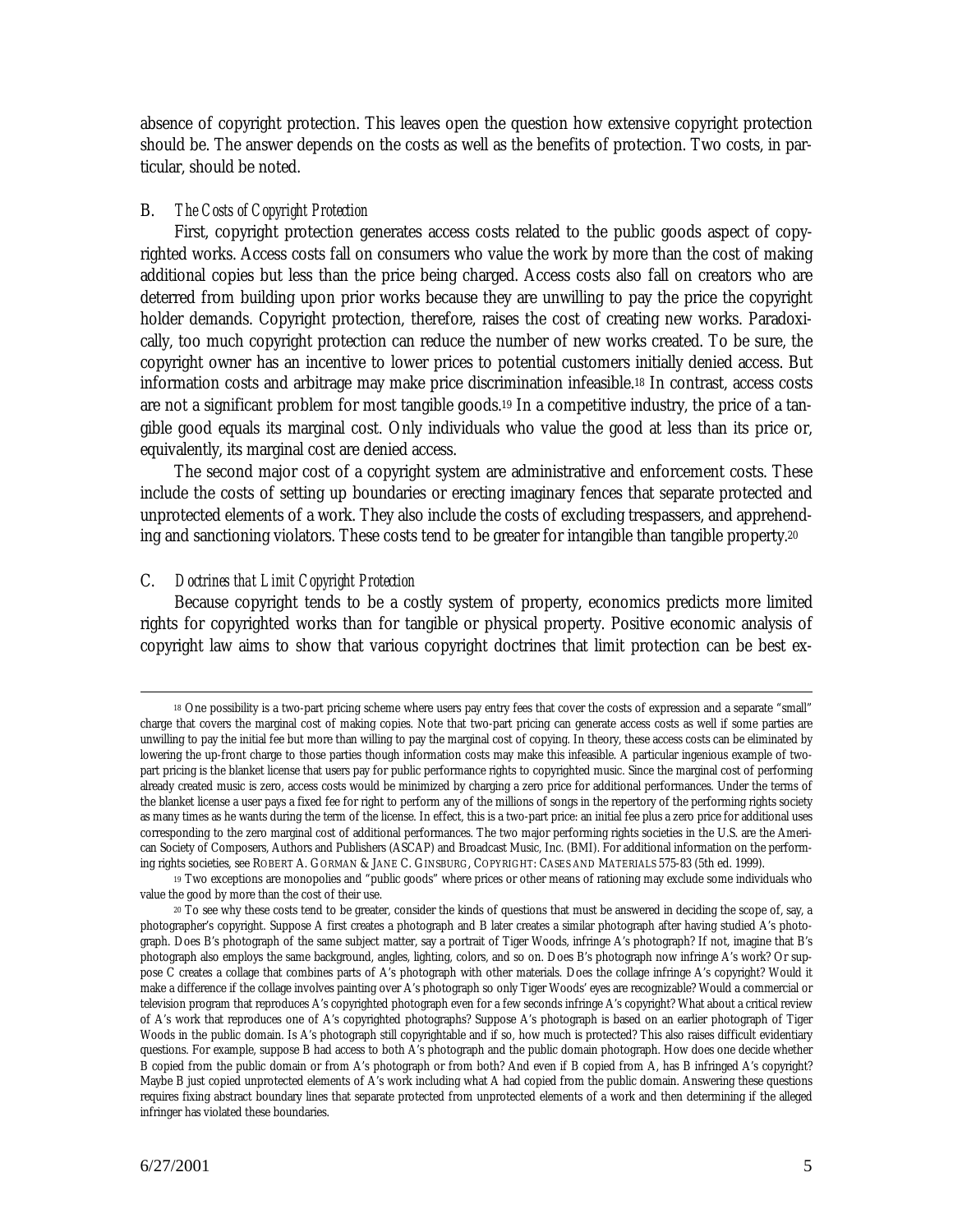absence of copyright protection. This leaves open the question how extensive copyright protection should be. The answer depends on the costs as well as the benefits of protection. Two costs, in particular, should be noted.

### B. *The Costs of Copyright Protection*

First, copyright protection generates access costs related to the public goods aspect of copyrighted works. Access costs fall on consumers who value the work by more than the cost of making additional copies but less than the price being charged. Access costs also fall on creators who are deterred from building upon prior works because they are unwilling to pay the price the copyright holder demands. Copyright protection, therefore, raises the cost of creating new works. Paradoxically, too much copyright protection can reduce the number of new works created. To be sure, the copyright owner has an incentive to lower prices to potential customers initially denied access. But information costs and arbitrage may make price discrimination infeasible.[18] In contrast, access costs are not a significant problem for most tangible goods.[19] In a competitive industry, the price of a tangible good equals its marginal cost. Only individuals who value the good at less than its price or, equivalently, its marginal cost are denied access.

The second major cost of a copyright system are administrative and enforcement costs. These include the costs of setting up boundaries or erecting imaginary fences that separate protected and unprotected elements of a work. They also include the costs of excluding trespassers, and apprehending and sanctioning violators. These costs tend to be greater for intangible than tangible property.[20]

### C. *Doctrines that Limit Copyright Protection*

Because copyright tends to be a costly system of property, economics predicts more limited rights for copyrighted works than for tangible or physical property. Positive economic analysis of copyright law aims to show that various copyright doctrines that limit protection can be best ex-

---

[18] One possibility is a two-part pricing scheme where users pay entry fees that cover the costs of expression and a separate "small" charge that covers the marginal cost of making copies. Note that two-part pricing can generate access costs as well if some parties are unwilling to pay the initial fee but more than willing to pay the marginal cost of copying. In theory, these access costs can be eliminated by lowering the up-front charge to those parties though information costs may make this infeasible. A particular ingenious example of two-part pricing is the blanket license that users pay for public performance rights to copyrighted music. Since the marginal cost of performing already created music is zero, access costs would be minimized by charging a zero price for additional performances. Under the terms of the blanket license a user pays a fixed fee for right to perform any of the millions of songs in the repertory of the performing rights society as many times as he wants during the term of the license. In effect, this is a two-part price: an initial fee plus a zero price for additional uses corresponding to the zero marginal cost of additional performances. The two major performing rights societies in the U.S. are the American Society of Composers, Authors and Publishers (ASCAP) and Broadcast Music, Inc. (BMI). For additional information on the performing rights societies, see ROBERT A. GORMAN & JANE C. GINSBURG, COPYRIGHT: CASES AND MATERIALS 575-83 (5th ed. 1999).

[19] Two exceptions are monopolies and "public goods" where prices or other means of rationing may exclude some individuals who value the good by more than the cost of their use.

[20] To see why these costs tend to be greater, consider the kinds of questions that must be answered in deciding the scope of, say, a photographer's copyright. Suppose A first creates a photograph and B later creates a similar photograph after having studied A's photograph. Does B's photograph of the same subject matter, say a portrait of Tiger Woods, infringe A's photograph? If not, imagine that B's photograph also employs the same background, angles, lighting, colors, and so on. Does B's photograph now infringe A's work? Or suppose C creates a collage that combines parts of A's photograph with other materials. Does the collage infringe A's copyright? Would it make a difference if the collage involves painting over A's photograph so only Tiger Woods' eyes are recognizable? Would a commercial or television program that reproduces A's copyrighted photograph even for a few seconds infringe A's copyright? What about a critical review of A's work that reproduces one of A's copyrighted photographs? Suppose A's photograph is based on an earlier photograph of Tiger Woods in the public domain. Is A's photograph still copyrightable and if so, how much is protected? This also raises difficult evidentiary questions. For example, suppose B had access to both A's photograph and the public domain photograph. How does one decide whether B copied from the public domain or from A's photograph or from both? And even if B copied from A, has B infringed A's copyright? Maybe B just copied unprotected elements of A's work including what A had copied from the public domain. Answering these questions requires fixing abstract boundary lines that separate protected from unprotected elements of a work and then determining if the alleged infringer has violated these boundaries.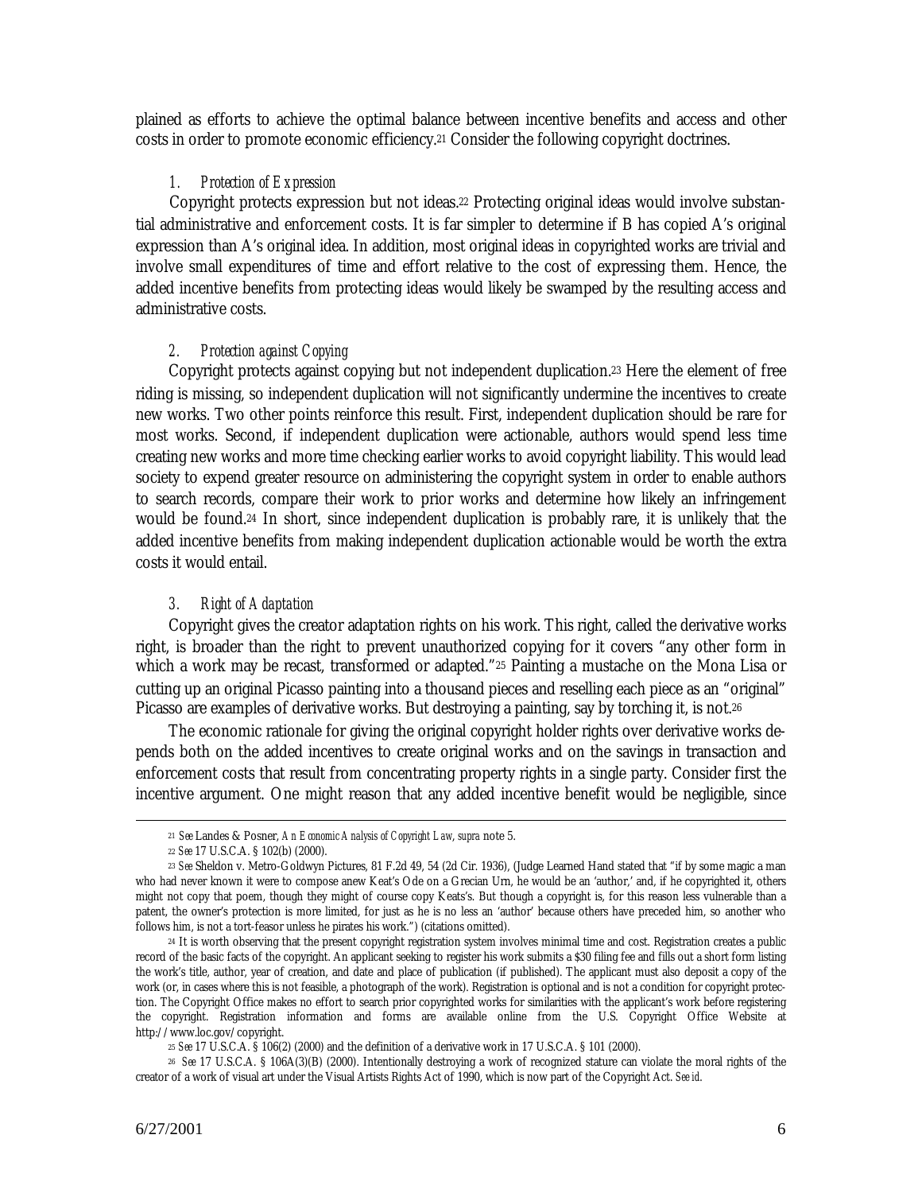plained as efforts to achieve the optimal balance between incentive benefits and access and other costs in order to promote economic efficiency.[21] Consider the following copyright doctrines.

### *1. Protection of Expression*

Copyright protects expression but not ideas.[22] Protecting original ideas would involve substantial administrative and enforcement costs. It is far simpler to determine if B has copied A's original expression than A's original idea. In addition, most original ideas in copyrighted works are trivial and involve small expenditures of time and effort relative to the cost of expressing them. Hence, the added incentive benefits from protecting ideas would likely be swamped by the resulting access and administrative costs.

### *2. Protection against Copying*

Copyright protects against copying but not independent duplication.[23] Here the element of free riding is missing, so independent duplication will not significantly undermine the incentives to create new works. Two other points reinforce this result. First, independent duplication should be rare for most works. Second, if independent duplication were actionable, authors would spend less time creating new works and more time checking earlier works to avoid copyright liability. This would lead society to expend greater resource on administering the copyright system in order to enable authors to search records, compare their work to prior works and determine how likely an infringement would be found.[24] In short, since independent duplication is probably rare, it is unlikely that the added incentive benefits from making independent duplication actionable would be worth the extra costs it would entail.

### *3. Right of Adaptation*

Copyright gives the creator adaptation rights on his work. This right, called the derivative works right, is broader than the right to prevent unauthorized copying for it covers "any other form in which a work may be recast, transformed or adapted."[25] Painting a mustache on the Mona Lisa or cutting up an original Picasso painting into a thousand pieces and reselling each piece as an "original" Picasso are examples of derivative works. But destroying a painting, say by torching it, is not.[26]

The economic rationale for giving the original copyright holder rights over derivative works depends both on the added incentives to create original works and on the savings in transaction and enforcement costs that result from concentrating property rights in a single party. Consider first the incentive argument. One might reason that any added incentive benefit would be negligible, since

---

[21] *See* Landes & Posner, *An Economic Analysis of Copyright Law*, *supra* note 5.

[22] *See* 17 U.S.C.A. § 102(b) (2000).

[23] *See* Sheldon v. Metro-Goldwyn Pictures, 81 F.2d 49, 54 (2d Cir. 1936), (Judge Learned Hand stated that "if by some magic a man who had never known it were to compose anew Keat's Ode on a Grecian Urn, he would be an 'author,' and, if he copyrighted it, others might not copy that poem, though they might of course copy Keats's. But though a copyright is, for this reason less vulnerable than a patent, the owner's protection is more limited, for just as he is no less an 'author' because others have preceded him, so another who follows him, is not a tort-feasor unless he pirates his work.") (citations omitted).

[24] It is worth observing that the present copyright registration system involves minimal time and cost. Registration creates a public record of the basic facts of the copyright. An applicant seeking to register his work submits a $30 filing fee and fills out a short form listing the work's title, author, year of creation, and date and place of publication (if published). The applicant must also deposit a copy of the work (or, in cases where this is not feasible, a photograph of the work). Registration is optional and is not a condition for copyright protection. The Copyright Office makes no effort to search prior copyrighted works for similarities with the applicant's work before registering the copyright. Registration information and forms are available online from the U.S. Copyright Office Website at http://www.loc.gov/copyright.

[25] *See* 17 U.S.C.A. § 106(2) (2000) and the definition of a derivative work in 17 U.S.C.A. § 101 (2000).

[26] *See* 17 U.S.C.A. § 106A(3)(B) (2000). Intentionally destroying a work of recognized stature can violate the moral rights of the creator of a work of visual art under the Visual Artists Rights Act of 1990, which is now part of the Copyright Act. *See id*.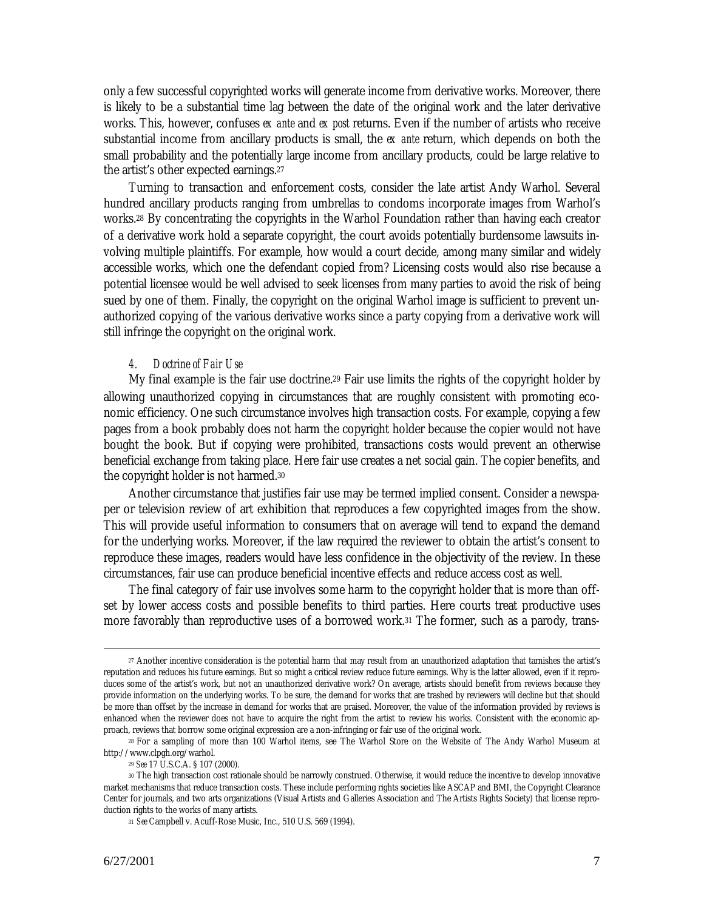only a few successful copyrighted works will generate income from derivative works. Moreover, there is likely to be a substantial time lag between the date of the original work and the later derivative works. This, however, confuses *ex ante* and *ex post* returns. Even if the number of artists who receive substantial income from ancillary products is small, the *ex ante* return, which depends on both the small probability and the potentially large income from ancillary products, could be large relative to the artist's other expected earnings.[27]

Turning to transaction and enforcement costs, consider the late artist Andy Warhol. Several hundred ancillary products ranging from umbrellas to condoms incorporate images from Warhol's works.[28] By concentrating the copyrights in the Warhol Foundation rather than having each creator of a derivative work hold a separate copyright, the court avoids potentially burdensome lawsuits involving multiple plaintiffs. For example, how would a court decide, among many similar and widely accessible works, which one the defendant copied from? Licensing costs would also rise because a potential licensee would be well advised to seek licenses from many parties to avoid the risk of being sued by one of them. Finally, the copyright on the original Warhol image is sufficient to prevent unauthorized copying of the various derivative works since a party copying from a derivative work will still infringe the copyright on the original work.

#### *4. Doctrine of Fair Use*

My final example is the fair use doctrine.[29] Fair use limits the rights of the copyright holder by allowing unauthorized copying in circumstances that are roughly consistent with promoting economic efficiency. One such circumstance involves high transaction costs. For example, copying a few pages from a book probably does not harm the copyright holder because the copier would not have bought the book. But if copying were prohibited, transactions costs would prevent an otherwise beneficial exchange from taking place. Here fair use creates a net social gain. The copier benefits, and the copyright holder is not harmed.[30]

Another circumstance that justifies fair use may be termed implied consent. Consider a newspaper or television review of art exhibition that reproduces a few copyrighted images from the show. This will provide useful information to consumers that on average will tend to expand the demand for the underlying works. Moreover, if the law required the reviewer to obtain the artist's consent to reproduce these images, readers would have less confidence in the objectivity of the review. In these circumstances, fair use can produce beneficial incentive effects and reduce access cost as well.

The final category of fair use involves some harm to the copyright holder that is more than offset by lower access costs and possible benefits to third parties. Here courts treat productive uses more favorably than reproductive uses of a borrowed work.[31] The former, such as a parody, trans-

---

[27] Another incentive consideration is the potential harm that may result from an unauthorized adaptation that tarnishes the artist's reputation and reduces his future earnings. But so might a critical review reduce future earnings. Why is the latter allowed, even if it reproduces some of the artist's work, but not an unauthorized derivative work? On average, artists should benefit from reviews because they provide information on the underlying works. To be sure, the demand for works that are trashed by reviewers will decline but that should be more than offset by the increase in demand for works that are praised. Moreover, the value of the information provided by reviews is enhanced when the reviewer does not have to acquire the right from the artist to review his works. Consistent with the economic approach, reviews that borrow some original expression are a non-infringing or fair use of the original work.

[28] For a sampling of more than 100 Warhol items, see The Warhol Store on the Website of The Andy Warhol Museum at http://www.clpgh.org/warhol.

[29] *See* 17 U.S.C.A. § 107 (2000).

[30] The high transaction cost rationale should be narrowly construed. Otherwise, it would reduce the incentive to develop innovative market mechanisms that reduce transaction costs. These include performing rights societies like ASCAP and BMI, the Copyright Clearance Center for journals, and two arts organizations (Visual Artists and Galleries Association and The Artists Rights Society) that license reproduction rights to the works of many artists.

[31] *See* Campbell v. Acuff-Rose Music, Inc., 510 U.S. 569 (1994).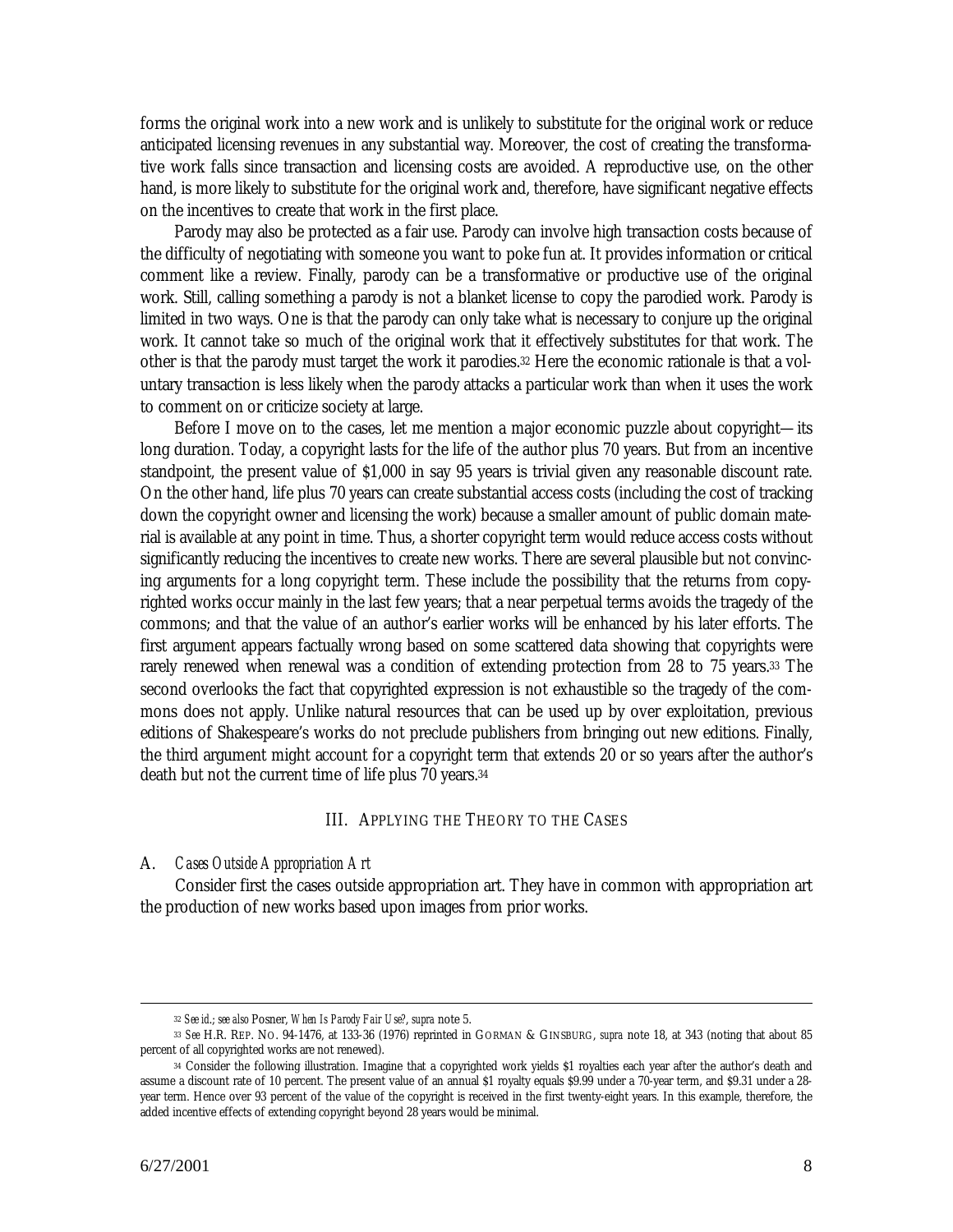forms the original work into a new work and is unlikely to substitute for the original work or reduce anticipated licensing revenues in any substantial way. Moreover, the cost of creating the transformative work falls since transaction and licensing costs are avoided. A reproductive use, on the other hand, is more likely to substitute for the original work and, therefore, have significant negative effects on the incentives to create that work in the first place.

Parody may also be protected as a fair use. Parody can involve high transaction costs because of the difficulty of negotiating with someone you want to poke fun at. It provides information or critical comment like a review. Finally, parody can be a transformative or productive use of the original work. Still, calling something a parody is not a blanket license to copy the parodied work. Parody is limited in two ways. One is that the parody can only take what is necessary to conjure up the original work. It cannot take so much of the original work that it effectively substitutes for that work. The other is that the parody must target the work it parodies.[32] Here the economic rationale is that a voluntary transaction is less likely when the parody attacks a particular work than when it uses the work to comment on or criticize society at large.

Before I move on to the cases, let me mention a major economic puzzle about copyright—its long duration. Today, a copyright lasts for the life of the author plus 70 years. But from an incentive standpoint, the present value of $1,000 in say 95 years is trivial given any reasonable discount rate. On the other hand, life plus 70 years can create substantial access costs (including the cost of tracking down the copyright owner and licensing the work) because a smaller amount of public domain material is available at any point in time. Thus, a shorter copyright term would reduce access costs without significantly reducing the incentives to create new works. There are several plausible but not convincing arguments for a long copyright term. These include the possibility that the returns from copyrighted works occur mainly in the last few years; that a near perpetual terms avoids the tragedy of the commons; and that the value of an author's earlier works will be enhanced by his later efforts. The first argument appears factually wrong based on some scattered data showing that copyrights were rarely renewed when renewal was a condition of extending protection from 28 to 75 years.[33] The second overlooks the fact that copyrighted expression is not exhaustible so the tragedy of the commons does not apply. Unlike natural resources that can be used up by over exploitation, previous editions of Shakespeare's works do not preclude publishers from bringing out new editions. Finally, the third argument might account for a copyright term that extends 20 or so years after the author's death but not the current time of life plus 70 years.[34]

## III. Applying the Theory to the Cases

### A. *Cases Outside Appropriation Art*

Consider first the cases outside appropriation art. They have in common with appropriation art the production of new works based upon images from prior works.

---

[32] *See id.*; *see also* Posner, *When Is Parody Fair Use?*, *supra* note 5.

[33] *See* H.R. REP. NO. 94-1476, at 133-36 (1976) reprinted in GORMAN & GINSBURG, *supra* note 18, at 343 (noting that about 85 percent of all copyrighted works are not renewed).

[34] Consider the following illustration. Imagine that a copyrighted work yields $1 royalties each year after the author's death and assume a discount rate of 10 percent. The present value of an annual $1 royalty equals $9.99 under a 70-year term, and $9.31 under a 28-year term. Hence over 93 percent of the value of the copyright is received in the first twenty-eight years. In this example, therefore, the added incentive effects of extending copyright beyond 28 years would be minimal.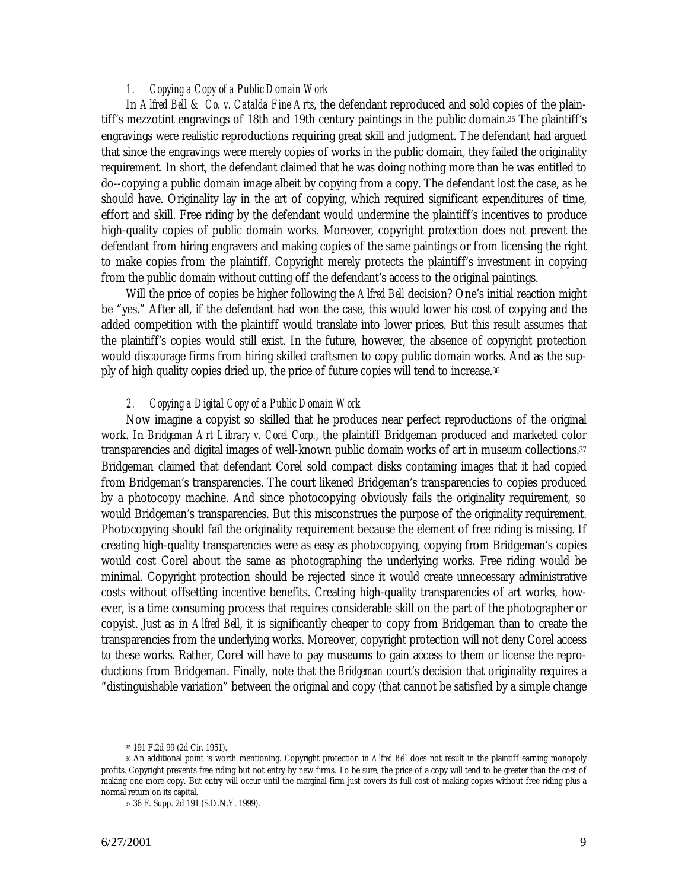### 1. *Copying a Copy of a Public Domain Work*

In *Alfred Bell & Co. v. Catalda Fine Arts*, the defendant reproduced and sold copies of the plaintiff's mezzotint engravings of 18th and 19th century paintings in the public domain.[35] The plaintiff's engravings were realistic reproductions requiring great skill and judgment. The defendant had argued that since the engravings were merely copies of works in the public domain, they failed the originality requirement. In short, the defendant claimed that he was doing nothing more than he was entitled to do--copying a public domain image albeit by copying from a copy. The defendant lost the case, as he should have. Originality lay in the art of copying, which required significant expenditures of time, effort and skill. Free riding by the defendant would undermine the plaintiff's incentives to produce high-quality copies of public domain works. Moreover, copyright protection does not prevent the defendant from hiring engravers and making copies of the same paintings or from licensing the right to make copies from the plaintiff. Copyright merely protects the plaintiff's investment in copying from the public domain without cutting off the defendant's access to the original paintings.

Will the price of copies be higher following the *Alfred Bell* decision? One's initial reaction might be "yes." After all, if the defendant had won the case, this would lower his cost of copying and the added competition with the plaintiff would translate into lower prices. But this result assumes that the plaintiff's copies would still exist. In the future, however, the absence of copyright protection would discourage firms from hiring skilled craftsmen to copy public domain works. And as the supply of high quality copies dried up, the price of future copies will tend to increase.[36]

### 2. *Copying a Digital Copy of a Public Domain Work*

Now imagine a copyist so skilled that he produces near perfect reproductions of the original work. In *Bridgeman Art Library v. Corel Corp.*, the plaintiff Bridgeman produced and marketed color transparencies and digital images of well-known public domain works of art in museum collections.[37] Bridgeman claimed that defendant Corel sold compact disks containing images that it had copied from Bridgeman's transparencies. The court likened Bridgeman's transparencies to copies produced by a photocopy machine. And since photocopying obviously fails the originality requirement, so would Bridgeman's transparencies. But this misconstrues the purpose of the originality requirement. Photocopying should fail the originality requirement because the element of free riding is missing. If creating high-quality transparencies were as easy as photocopying, copying from Bridgeman's copies would cost Corel about the same as photographing the underlying works. Free riding would be minimal. Copyright protection should be rejected since it would create unnecessary administrative costs without offsetting incentive benefits. Creating high-quality transparencies of art works, however, is a time consuming process that requires considerable skill on the part of the photographer or copyist. Just as in *Alfred Bell*, it is significantly cheaper to copy from Bridgeman than to create the transparencies from the underlying works. Moreover, copyright protection will not deny Corel access to these works. Rather, Corel will have to pay museums to gain access to them or license the reproductions from Bridgeman. Finally, note that the *Bridgeman* court's decision that originality requires a "distinguishable variation" between the original and copy (that cannot be satisfied by a simple change

---

[35] 191 F.2d 99 (2d Cir. 1951).

[36] An additional point is worth mentioning. Copyright protection in *Alfred Bell* does not result in the plaintiff earning monopoly profits. Copyright prevents free riding but not entry by new firms. To be sure, the price of a copy will tend to be greater than the cost of making one more copy. But entry will occur until the marginal firm just covers its full cost of making copies without free riding plus a normal return on its capital.

[37] 36 F. Supp. 2d 191 (S.D.N.Y. 1999).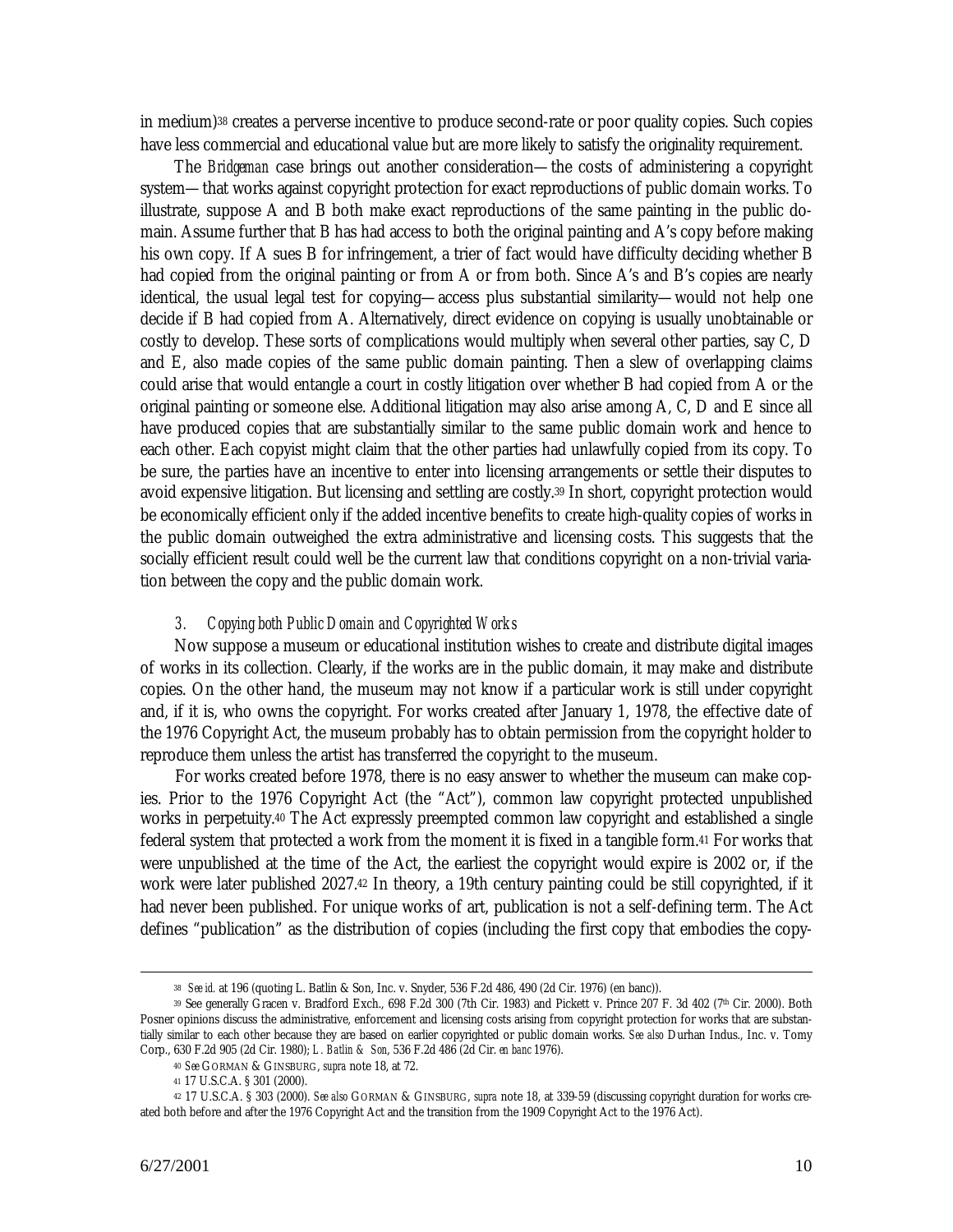in medium)[38] creates a perverse incentive to produce second-rate or poor quality copies. Such copies have less commercial and educational value but are more likely to satisfy the originality requirement.

The *Bridgeman* case brings out another consideration—the costs of administering a copyright system—that works against copyright protection for exact reproductions of public domain works. To illustrate, suppose A and B both make exact reproductions of the same painting in the public domain. Assume further that B has had access to both the original painting and A's copy before making his own copy. If A sues B for infringement, a trier of fact would have difficulty deciding whether B had copied from the original painting or from A or from both. Since A's and B's copies are nearly identical, the usual legal test for copying—access plus substantial similarity—would not help one decide if B had copied from A. Alternatively, direct evidence on copying is usually unobtainable or costly to develop. These sorts of complications would multiply when several other parties, say C, D and E, also made copies of the same public domain painting. Then a slew of overlapping claims could arise that would entangle a court in costly litigation over whether B had copied from A or the original painting or someone else. Additional litigation may also arise among A, C, D and E since all have produced copies that are substantially similar to the same public domain work and hence to each other. Each copyist might claim that the other parties had unlawfully copied from its copy. To be sure, the parties have an incentive to enter into licensing arrangements or settle their disputes to avoid expensive litigation. But licensing and settling are costly.[39] In short, copyright protection would be economically efficient only if the added incentive benefits to create high-quality copies of works in the public domain outweighed the extra administrative and licensing costs. This suggests that the socially efficient result could well be the current law that conditions copyright on a non-trivial variation between the copy and the public domain work.

### *3. Copying both Public Domain and Copyrighted Works*

Now suppose a museum or educational institution wishes to create and distribute digital images of works in its collection. Clearly, if the works are in the public domain, it may make and distribute copies. On the other hand, the museum may not know if a particular work is still under copyright and, if it is, who owns the copyright. For works created after January 1, 1978, the effective date of the 1976 Copyright Act, the museum probably has to obtain permission from the copyright holder to reproduce them unless the artist has transferred the copyright to the museum.

For works created before 1978, there is no easy answer to whether the museum can make copies. Prior to the 1976 Copyright Act (the "Act"), common law copyright protected unpublished works in perpetuity.[40] The Act expressly preempted common law copyright and established a single federal system that protected a work from the moment it is fixed in a tangible form.[41] For works that were unpublished at the time of the Act, the earliest the copyright would expire is 2002 or, if the work were later published 2027.[42] In theory, a 19th century painting could be still copyrighted, if it had never been published. For unique works of art, publication is not a self-defining term. The Act defines "publication" as the distribution of copies (including the first copy that embodies the copy-

---

[38] *See id.* at 196 (quoting L. Batlin & Son, Inc. v. Snyder, 536 F.2d 486, 490 (2d Cir. 1976) (en banc)).

[39] See generally Gracen v. Bradford Exch., 698 F.2d 300 (7th Cir. 1983) and Pickett v. Prince 207 F. 3d 402 (7th Cir. 2000). Both Posner opinions discuss the administrative, enforcement and licensing costs arising from copyright protection for works that are substantially similar to each other because they are based on earlier copyrighted or public domain works. *See also* Durhan Indus., Inc. v. Tomy Corp., 630 F.2d 905 (2d Cir. 1980); *L. Batlin & Son*, 536 F.2d 486 (2d Cir. *en banc* 1976).

[40] *See* GORMAN & GINSBURG, *supra* note 18, at 72.

[41] 17 U.S.C.A. § 301 (2000).

[42] 17 U.S.C.A. § 303 (2000). *See also* GORMAN & GINSBURG, *supra* note 18, at 339-59 (discussing copyright duration for works created both before and after the 1976 Copyright Act and the transition from the 1909 Copyright Act to the 1976 Act).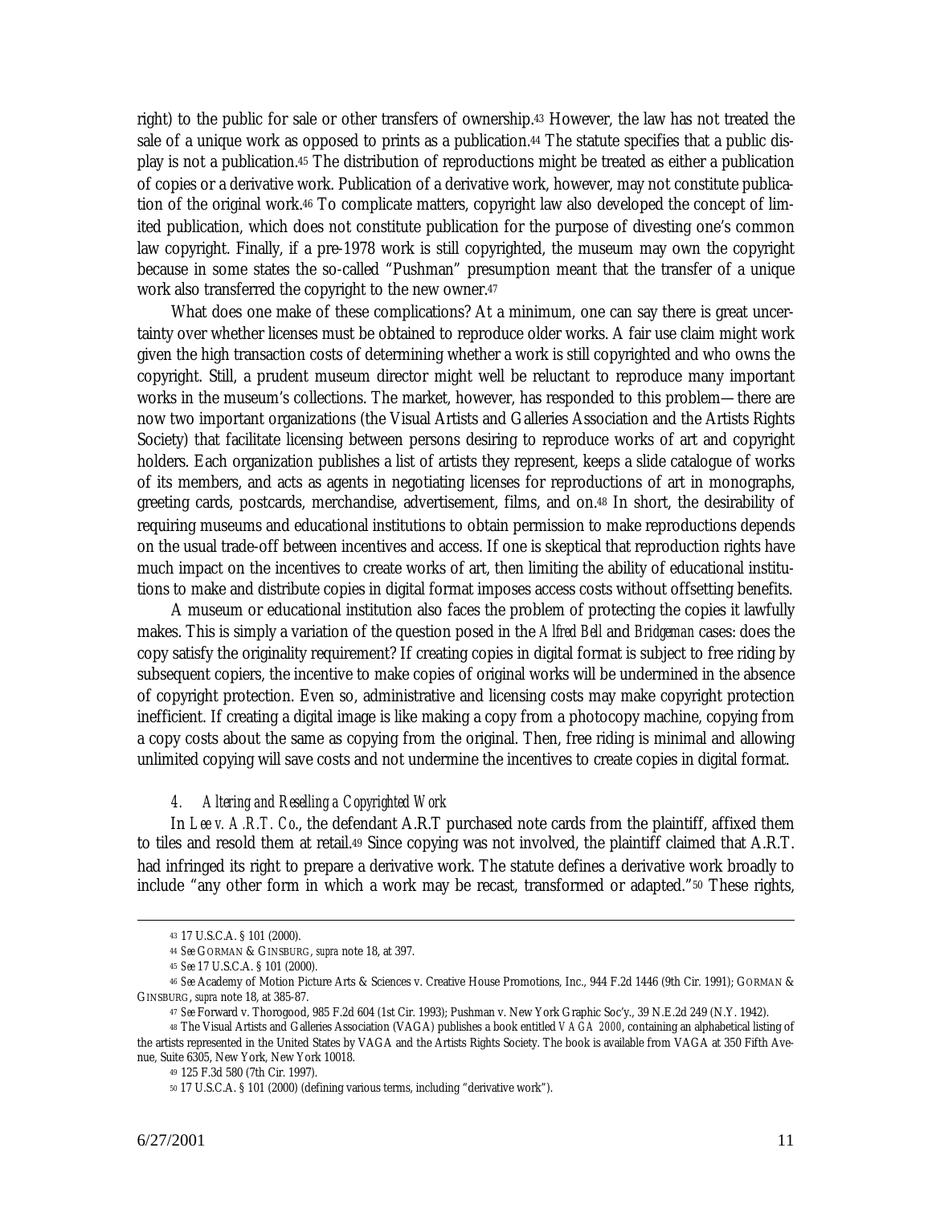right) to the public for sale or other transfers of ownership.[43] However, the law has not treated the sale of a unique work as opposed to prints as a publication.[44] The statute specifies that a public display is not a publication.[45] The distribution of reproductions might be treated as either a publication of copies or a derivative work. Publication of a derivative work, however, may not constitute publication of the original work.[46] To complicate matters, copyright law also developed the concept of limited publication, which does not constitute publication for the purpose of divesting one's common law copyright. Finally, if a pre-1978 work is still copyrighted, the museum may own the copyright because in some states the so-called "Pushman" presumption meant that the transfer of a unique work also transferred the copyright to the new owner.[47]

What does one make of these complications? At a minimum, one can say there is great uncertainty over whether licenses must be obtained to reproduce older works. A fair use claim might work given the high transaction costs of determining whether a work is still copyrighted and who owns the copyright. Still, a prudent museum director might well be reluctant to reproduce many important works in the museum's collections. The market, however, has responded to this problem—there are now two important organizations (the Visual Artists and Galleries Association and the Artists Rights Society) that facilitate licensing between persons desiring to reproduce works of art and copyright holders. Each organization publishes a list of artists they represent, keeps a slide catalogue of works of its members, and acts as agents in negotiating licenses for reproductions of art in monographs, greeting cards, postcards, merchandise, advertisement, films, and on.[48] In short, the desirability of requiring museums and educational institutions to obtain permission to make reproductions depends on the usual trade-off between incentives and access. If one is skeptical that reproduction rights have much impact on the incentives to create works of art, then limiting the ability of educational institutions to make and distribute copies in digital format imposes access costs without offsetting benefits.

A museum or educational institution also faces the problem of protecting the copies it lawfully makes. This is simply a variation of the question posed in the *Alfred Bell* and *Bridgeman* cases: does the copy satisfy the originality requirement? If creating copies in digital format is subject to free riding by subsequent copiers, the incentive to make copies of original works will be undermined in the absence of copyright protection. Even so, administrative and licensing costs may make copyright protection inefficient. If creating a digital image is like making a copy from a photocopy machine, copying from a copy costs about the same as copying from the original. Then, free riding is minimal and allowing unlimited copying will save costs and not undermine the incentives to create copies in digital format.

#### *4. Altering and Reselling a Copyrighted Work*

In *Lee v. A.R.T. Co*., the defendant A.R.T purchased note cards from the plaintiff, affixed them to tiles and resold them at retail.[49] Since copying was not involved, the plaintiff claimed that A.R.T. had infringed its right to prepare a derivative work. The statute defines a derivative work broadly to include "any other form in which a work may be recast, transformed or adapted."[50] These rights,

---

[43] 17 U.S.C.A. § 101 (2000).

[44] *See* GORMAN & GINSBURG, *supra* note 18, at 397.

[45] *See* 17 U.S.C.A. § 101 (2000).

[46] *See* Academy of Motion Picture Arts & Sciences v. Creative House Promotions, Inc., 944 F.2d 1446 (9th Cir. 1991); GORMAN & GINSBURG, *supra* note 18, at 385-87.

[47] *See* Forward v. Thorogood, 985 F.2d 604 (1st Cir. 1993); Pushman v. New York Graphic Soc'y., 39 N.E.2d 249 (N.Y. 1942).

[48] The Visual Artists and Galleries Association (VAGA) publishes a book entitled *VAGA 2000*, containing an alphabetical listing of the artists represented in the United States by VAGA and the Artists Rights Society. The book is available from VAGA at 350 Fifth Avenue, Suite 6305, New York, New York 10018.

[49] 125 F.3d 580 (7th Cir. 1997).

[50] 17 U.S.C.A. § 101 (2000) (defining various terms, including "derivative work").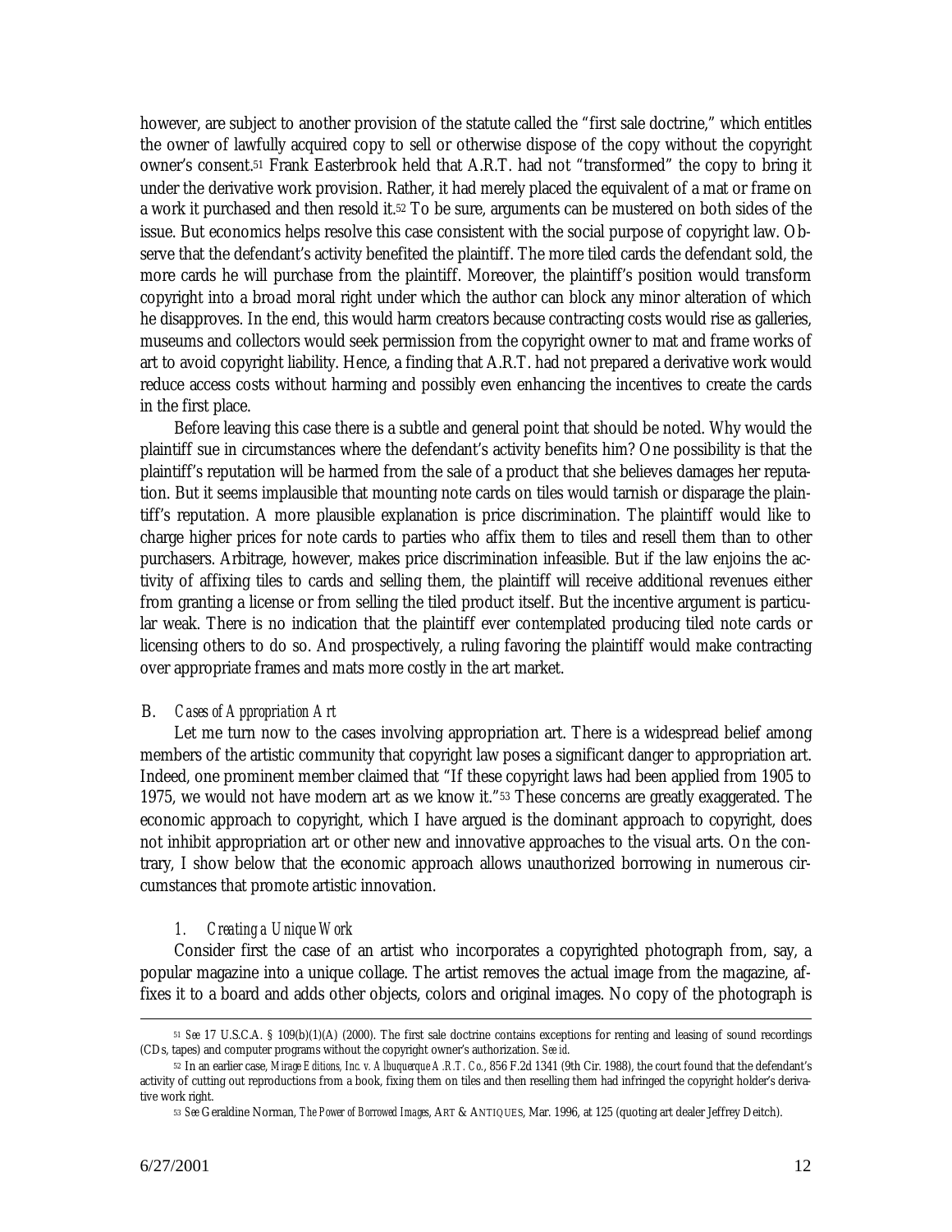however, are subject to another provision of the statute called the "first sale doctrine," which entitles the owner of lawfully acquired copy to sell or otherwise dispose of the copy without the copyright owner's consent.[51] Frank Easterbrook held that A.R.T. had not "transformed" the copy to bring it under the derivative work provision. Rather, it had merely placed the equivalent of a mat or frame on a work it purchased and then resold it.[52] To be sure, arguments can be mustered on both sides of the issue. But economics helps resolve this case consistent with the social purpose of copyright law. Observe that the defendant's activity benefited the plaintiff. The more tiled cards the defendant sold, the more cards he will purchase from the plaintiff. Moreover, the plaintiff's position would transform copyright into a broad moral right under which the author can block any minor alteration of which he disapproves. In the end, this would harm creators because contracting costs would rise as galleries, museums and collectors would seek permission from the copyright owner to mat and frame works of art to avoid copyright liability. Hence, a finding that A.R.T. had not prepared a derivative work would reduce access costs without harming and possibly even enhancing the incentives to create the cards in the first place.

Before leaving this case there is a subtle and general point that should be noted. Why would the plaintiff sue in circumstances where the defendant's activity benefits him? One possibility is that the plaintiff's reputation will be harmed from the sale of a product that she believes damages her reputation. But it seems implausible that mounting note cards on tiles would tarnish or disparage the plaintiff's reputation. A more plausible explanation is price discrimination. The plaintiff would like to charge higher prices for note cards to parties who affix them to tiles and resell them than to other purchasers. Arbitrage, however, makes price discrimination infeasible. But if the law enjoins the activity of affixing tiles to cards and selling them, the plaintiff will receive additional revenues either from granting a license or from selling the tiled product itself. But the incentive argument is particular weak. There is no indication that the plaintiff ever contemplated producing tiled note cards or licensing others to do so. And prospectively, a ruling favoring the plaintiff would make contracting over appropriate frames and mats more costly in the art market.

## B. *Cases of Appropriation Art*

Let me turn now to the cases involving appropriation art. There is a widespread belief among members of the artistic community that copyright law poses a significant danger to appropriation art. Indeed, one prominent member claimed that "If these copyright laws had been applied from 1905 to 1975, we would not have modern art as we know it."[53] These concerns are greatly exaggerated. The economic approach to copyright, which I have argued is the dominant approach to copyright, does not inhibit appropriation art or other new and innovative approaches to the visual arts. On the contrary, I show below that the economic approach allows unauthorized borrowing in numerous circumstances that promote artistic innovation.

### 1. *Creating a Unique Work*

Consider first the case of an artist who incorporates a copyrighted photograph from, say, a popular magazine into a unique collage. The artist removes the actual image from the magazine, affixes it to a board and adds other objects, colors and original images. No copy of the photograph is

---

[51] *See* 17 U.S.C.A. § 109(b)(1)(A) (2000). The first sale doctrine contains exceptions for renting and leasing of sound recordings (CDs, tapes) and computer programs without the copyright owner's authorization. *See id.*

[52] In an earlier case, *Mirage Editions, Inc. v. Albuquerque A.R.T. Co.*, 856 F.2d 1341 (9th Cir. 1988), the court found that the defendant's activity of cutting out reproductions from a book, fixing them on tiles and then reselling them had infringed the copyright holder's derivative work right.

[53] *See* Geraldine Norman, *The Power of Borrowed Images*, ART & ANTIQUES, Mar. 1996, at 125 (quoting art dealer Jeffrey Deitch).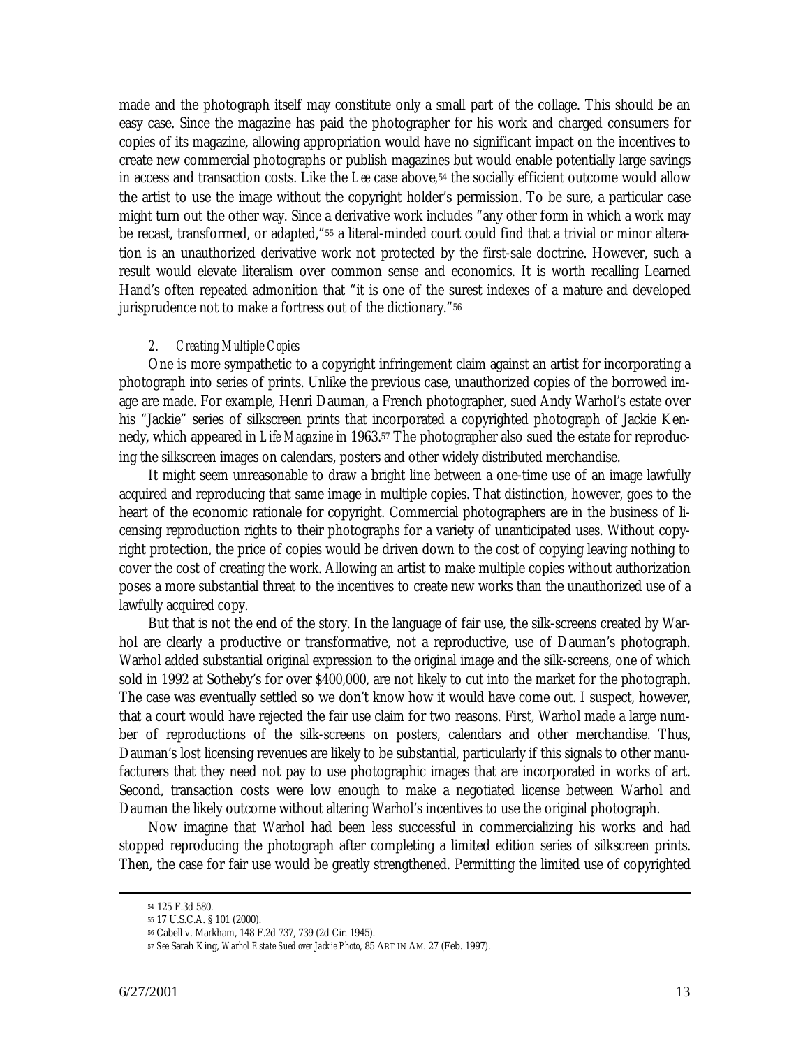made and the photograph itself may constitute only a small part of the collage. This should be an easy case. Since the magazine has paid the photographer for his work and charged consumers for copies of its magazine, allowing appropriation would have no significant impact on the incentives to create new commercial photographs or publish magazines but would enable potentially large savings in access and transaction costs. Like the *Lee* case above,[54] the socially efficient outcome would allow the artist to use the image without the copyright holder's permission. To be sure, a particular case might turn out the other way. Since a derivative work includes "any other form in which a work may be recast, transformed, or adapted,"[55] a literal-minded court could find that a trivial or minor alteration is an unauthorized derivative work not protected by the first-sale doctrine. However, such a result would elevate literalism over common sense and economics. It is worth recalling Learned Hand's often repeated admonition that "it is one of the surest indexes of a mature and developed jurisprudence not to make a fortress out of the dictionary."[56]

*2. Creating Multiple Copies*

One is more sympathetic to a copyright infringement claim against an artist for incorporating a photograph into series of prints. Unlike the previous case, unauthorized copies of the borrowed image are made. For example, Henri Dauman, a French photographer, sued Andy Warhol's estate over his "Jackie" series of silkscreen prints that incorporated a copyrighted photograph of Jackie Kennedy, which appeared in *Life Magazine* in 1963.[57] The photographer also sued the estate for reproducing the silkscreen images on calendars, posters and other widely distributed merchandise.

It might seem unreasonable to draw a bright line between a one-time use of an image lawfully acquired and reproducing that same image in multiple copies. That distinction, however, goes to the heart of the economic rationale for copyright. Commercial photographers are in the business of licensing reproduction rights to their photographs for a variety of unanticipated uses. Without copyright protection, the price of copies would be driven down to the cost of copying leaving nothing to cover the cost of creating the work. Allowing an artist to make multiple copies without authorization poses a more substantial threat to the incentives to create new works than the unauthorized use of a lawfully acquired copy.

But that is not the end of the story. In the language of fair use, the silk-screens created by Warhol are clearly a productive or transformative, not a reproductive, use of Dauman's photograph. Warhol added substantial original expression to the original image and the silk-screens, one of which sold in 1992 at Sotheby's for over $400,000, are not likely to cut into the market for the photograph. The case was eventually settled so we don't know how it would have come out. I suspect, however, that a court would have rejected the fair use claim for two reasons. First, Warhol made a large number of reproductions of the silk-screens on posters, calendars and other merchandise. Thus, Dauman's lost licensing revenues are likely to be substantial, particularly if this signals to other manufacturers that they need not pay to use photographic images that are incorporated in works of art. Second, transaction costs were low enough to make a negotiated license between Warhol and Dauman the likely outcome without altering Warhol's incentives to use the original photograph.

Now imagine that Warhol had been less successful in commercializing his works and had stopped reproducing the photograph after completing a limited edition series of silkscreen prints. Then, the case for fair use would be greatly strengthened. Permitting the limited use of copyrighted

---

[54] 125 F.3d 580.

[55] 17 U.S.C.A. § 101 (2000).

[56] Cabell v. Markham, 148 F.2d 737, 739 (2d Cir. 1945).

[57] *See* Sarah King, *Warhol Estate Sued over Jackie Photo*, 85 ART IN AM. 27 (Feb. 1997).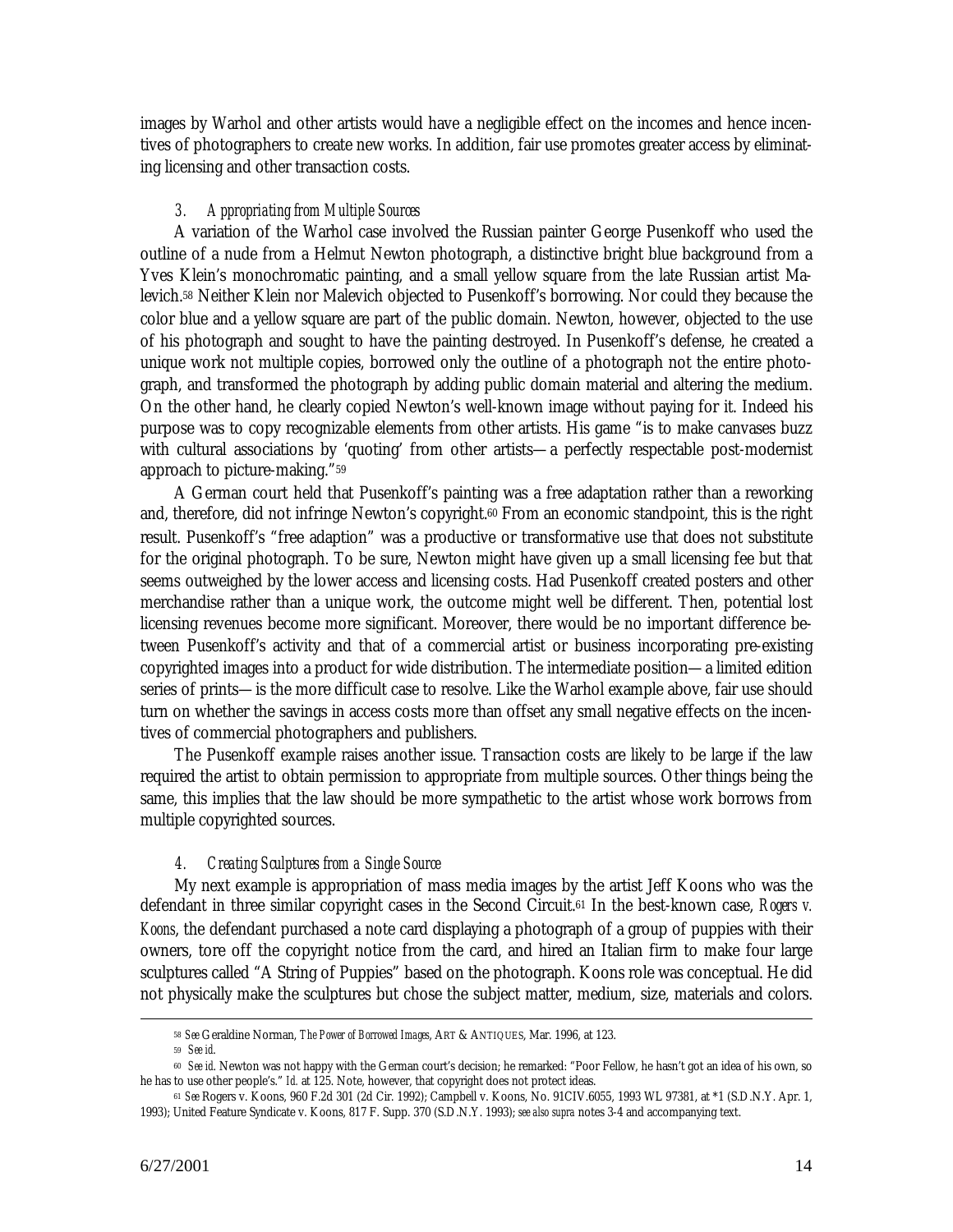images by Warhol and other artists would have a negligible effect on the incomes and hence incentives of photographers to create new works. In addition, fair use promotes greater access by eliminating licensing and other transaction costs.

### *3. Appropriating from Multiple Sources*

A variation of the Warhol case involved the Russian painter George Pusenkoff who used the outline of a nude from a Helmut Newton photograph, a distinctive bright blue background from a Yves Klein's monochromatic painting, and a small yellow square from the late Russian artist Malevich.[58] Neither Klein nor Malevich objected to Pusenkoff's borrowing. Nor could they because the color blue and a yellow square are part of the public domain. Newton, however, objected to the use of his photograph and sought to have the painting destroyed. In Pusenkoff's defense, he created a unique work not multiple copies, borrowed only the outline of a photograph not the entire photograph, and transformed the photograph by adding public domain material and altering the medium. On the other hand, he clearly copied Newton's well-known image without paying for it. Indeed his purpose was to copy recognizable elements from other artists. His game "is to make canvases buzz with cultural associations by 'quoting' from other artists—a perfectly respectable post-modernist approach to picture-making."[59]

A German court held that Pusenkoff's painting was a free adaptation rather than a reworking and, therefore, did not infringe Newton's copyright.[60] From an economic standpoint, this is the right result. Pusenkoff's "free adaption" was a productive or transformative use that does not substitute for the original photograph. To be sure, Newton might have given up a small licensing fee but that seems outweighed by the lower access and licensing costs. Had Pusenkoff created posters and other merchandise rather than a unique work, the outcome might well be different. Then, potential lost licensing revenues become more significant. Moreover, there would be no important difference between Pusenkoff's activity and that of a commercial artist or business incorporating pre-existing copyrighted images into a product for wide distribution. The intermediate position—a limited edition series of prints—is the more difficult case to resolve. Like the Warhol example above, fair use should turn on whether the savings in access costs more than offset any small negative effects on the incentives of commercial photographers and publishers.

The Pusenkoff example raises another issue. Transaction costs are likely to be large if the law required the artist to obtain permission to appropriate from multiple sources. Other things being the same, this implies that the law should be more sympathetic to the artist whose work borrows from multiple copyrighted sources.

### *4. Creating Sculptures from a Single Source*

My next example is appropriation of mass media images by the artist Jeff Koons who was the defendant in three similar copyright cases in the Second Circuit.[61] In the best-known case, *Rogers v. Koons*, the defendant purchased a note card displaying a photograph of a group of puppies with their owners, tore off the copyright notice from the card, and hired an Italian firm to make four large sculptures called "A String of Puppies" based on the photograph. Koons role was conceptual. He did not physically make the sculptures but chose the subject matter, medium, size, materials and colors.

---

[58] *See* Geraldine Norman, *The Power of Borrowed Images*, ART & ANTIQUES, Mar. 1996, at 123.

[59] *See id.*

[60] *See id.* Newton was not happy with the German court's decision; he remarked: "Poor Fellow, he hasn't got an idea of his own, so he has to use other people's." *Id.* at 125. Note, however, that copyright does not protect ideas.

[61] *See* Rogers v. Koons, 960 F.2d 301 (2d Cir. 1992); Campbell v. Koons, No. 91CIV.6055, 1993 WL 97381, at *1 (S.D.N.Y. Apr. 1, 1993); United Feature Syndicate v. Koons, 817 F. Supp. 370 (S.D.N.Y. 1993); *see also supra* notes 3-4 and accompanying text.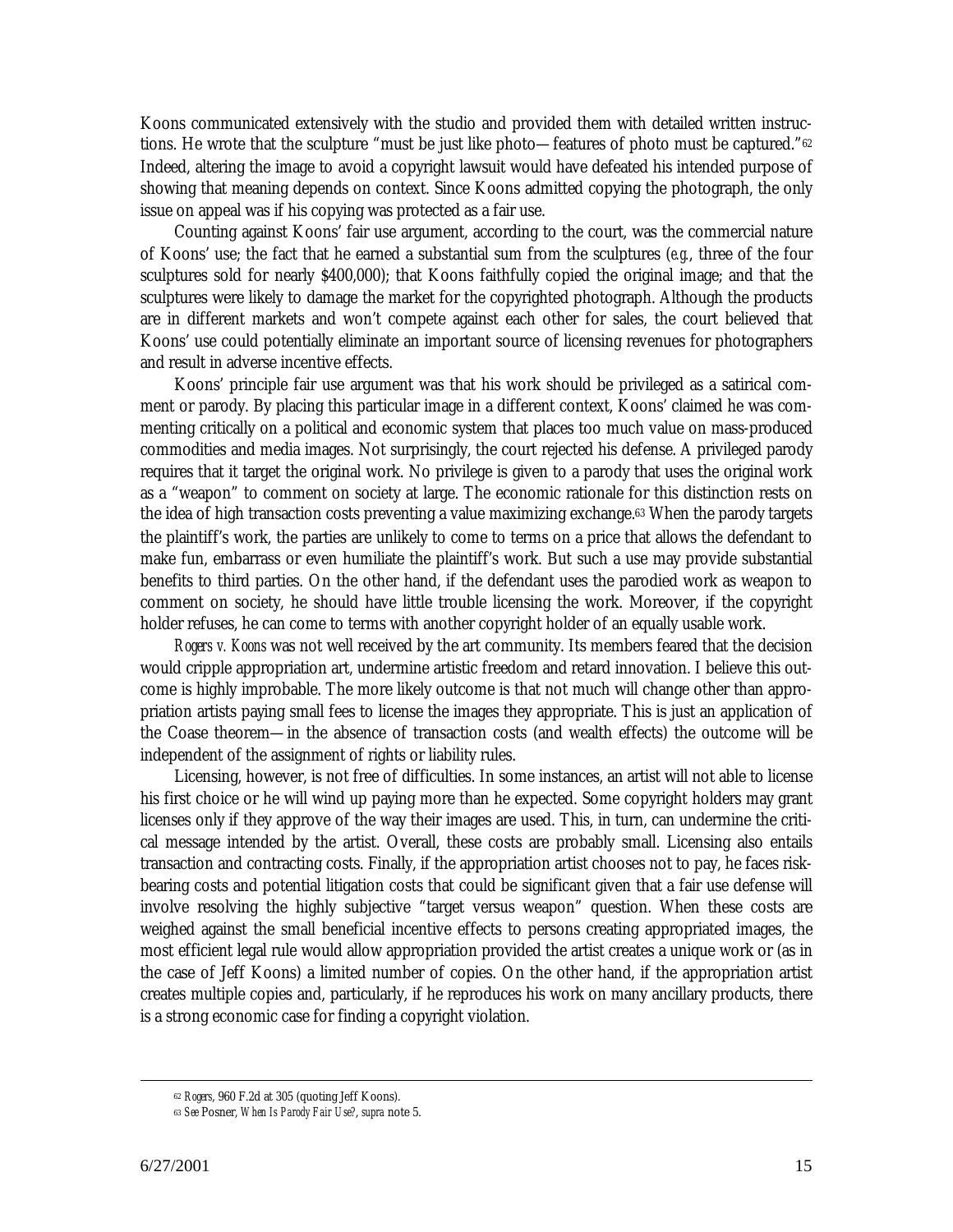Koons communicated extensively with the studio and provided them with detailed written instructions. He wrote that the sculpture "must be just like photo—features of photo must be captured."[62] Indeed, altering the image to avoid a copyright lawsuit would have defeated his intended purpose of showing that meaning depends on context. Since Koons admitted copying the photograph, the only issue on appeal was if his copying was protected as a fair use.

Counting against Koons' fair use argument, according to the court, was the commercial nature of Koons' use; the fact that he earned a substantial sum from the sculptures (*e.g.*, three of the four sculptures sold for nearly $400,000); that Koons faithfully copied the original image; and that the sculptures were likely to damage the market for the copyrighted photograph. Although the products are in different markets and won't compete against each other for sales, the court believed that Koons' use could potentially eliminate an important source of licensing revenues for photographers and result in adverse incentive effects.

Koons' principle fair use argument was that his work should be privileged as a satirical comment or parody. By placing this particular image in a different context, Koons' claimed he was commenting critically on a political and economic system that places too much value on mass-produced commodities and media images. Not surprisingly, the court rejected his defense. A privileged parody requires that it target the original work. No privilege is given to a parody that uses the original work as a "weapon" to comment on society at large. The economic rationale for this distinction rests on the idea of high transaction costs preventing a value maximizing exchange.[63] When the parody targets the plaintiff's work, the parties are unlikely to come to terms on a price that allows the defendant to make fun, embarrass or even humiliate the plaintiff's work. But such a use may provide substantial benefits to third parties. On the other hand, if the defendant uses the parodied work as weapon to comment on society, he should have little trouble licensing the work. Moreover, if the copyright holder refuses, he can come to terms with another copyright holder of an equally usable work.

*Rogers v. Koons* was not well received by the art community. Its members feared that the decision would cripple appropriation art, undermine artistic freedom and retard innovation. I believe this outcome is highly improbable. The more likely outcome is that not much will change other than appropriation artists paying small fees to license the images they appropriate. This is just an application of the Coase theorem—in the absence of transaction costs (and wealth effects) the outcome will be independent of the assignment of rights or liability rules.

Licensing, however, is not free of difficulties. In some instances, an artist will not able to license his first choice or he will wind up paying more than he expected. Some copyright holders may grant licenses only if they approve of the way their images are used. This, in turn, can undermine the critical message intended by the artist. Overall, these costs are probably small. Licensing also entails transaction and contracting costs. Finally, if the appropriation artist chooses not to pay, he faces risk-bearing costs and potential litigation costs that could be significant given that a fair use defense will involve resolving the highly subjective "target versus weapon" question. When these costs are weighed against the small beneficial incentive effects to persons creating appropriated images, the most efficient legal rule would allow appropriation provided the artist creates a unique work or (as in the case of Jeff Koons) a limited number of copies. On the other hand, if the appropriation artist creates multiple copies and, particularly, if he reproduces his work on many ancillary products, there is a strong economic case for finding a copyright violation.

---

[62] *Rogers*, 960 F.2d at 305 (quoting Jeff Koons).

[63] *See* Posner, *When Is Parody Fair Use?*, *supra* note 5.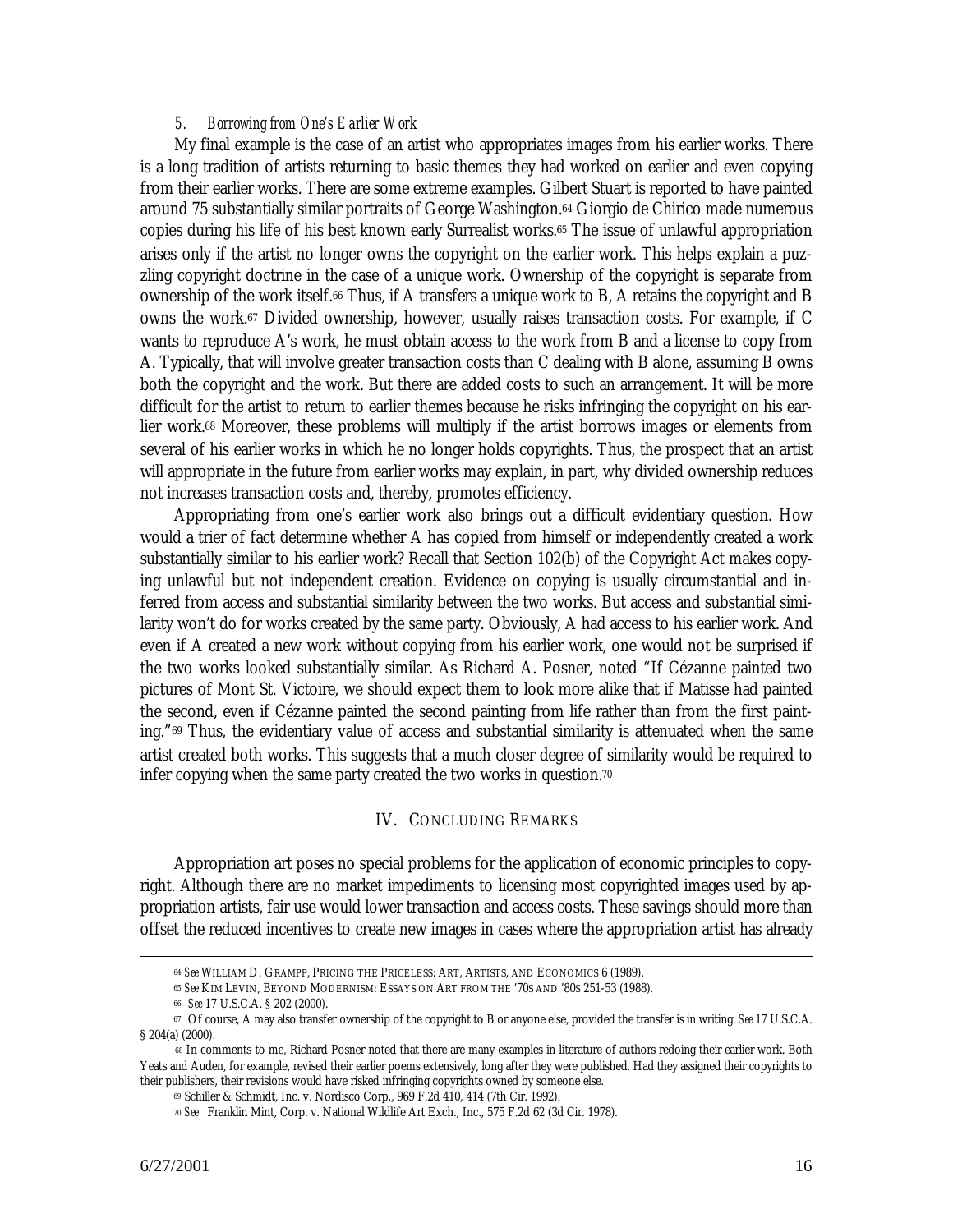### 5. *Borrowing from One's Earlier Work*

My final example is the case of an artist who appropriates images from his earlier works. There is a long tradition of artists returning to basic themes they had worked on earlier and even copying from their earlier works. There are some extreme examples. Gilbert Stuart is reported to have painted around 75 substantially similar portraits of George Washington.[64] Giorgio de Chirico made numerous copies during his life of his best known early Surrealist works.[65] The issue of unlawful appropriation arises only if the artist no longer owns the copyright on the earlier work. This helps explain a puzzling copyright doctrine in the case of a unique work. Ownership of the copyright is separate from ownership of the work itself.[66] Thus, if A transfers a unique work to B, A retains the copyright and B owns the work.[67] Divided ownership, however, usually raises transaction costs. For example, if C wants to reproduce A's work, he must obtain access to the work from B and a license to copy from A. Typically, that will involve greater transaction costs than C dealing with B alone, assuming B owns both the copyright and the work. But there are added costs to such an arrangement. It will be more difficult for the artist to return to earlier themes because he risks infringing the copyright on his earlier work.[68] Moreover, these problems will multiply if the artist borrows images or elements from several of his earlier works in which he no longer holds copyrights. Thus, the prospect that an artist will appropriate in the future from earlier works may explain, in part, why divided ownership reduces not increases transaction costs and, thereby, promotes efficiency.

Appropriating from one's earlier work also brings out a difficult evidentiary question. How would a trier of fact determine whether A has copied from himself or independently created a work substantially similar to his earlier work? Recall that Section 102(b) of the Copyright Act makes copying unlawful but not independent creation. Evidence on copying is usually circumstantial and inferred from access and substantial similarity between the two works. But access and substantial similarity won't do for works created by the same party. Obviously, A had access to his earlier work. And even if A created a new work without copying from his earlier work, one would not be surprised if the two works looked substantially similar. As Richard A. Posner, noted "If Cézanne painted two pictures of Mont St. Victoire, we should expect them to look more alike that if Matisse had painted the second, even if Cézanne painted the second painting from life rather than from the first painting."[69] Thus, the evidentiary value of access and substantial similarity is attenuated when the same artist created both works. This suggests that a much closer degree of similarity would be required to infer copying when the same party created the two works in question.[70]

## IV. CONCLUDING REMARKS

Appropriation art poses no special problems for the application of economic principles to copyright. Although there are no market impediments to licensing most copyrighted images used by appropriation artists, fair use would lower transaction and access costs. These savings should more than offset the reduced incentives to create new images in cases where the appropriation artist has already

---

[64] *See* WILLIAM D. GRAMPP, PRICING THE PRICELESS: ART, ARTISTS, AND ECONOMICS 6 (1989).

[65] *See* KIM LEVIN, BEYOND MODERNISM: ESSAYS ON ART FROM THE '70S AND '80S 251-53 (1988).

[66] *See* 17 U.S.C.A. § 202 (2000).

[67] Of course, A may also transfer ownership of the copyright to B or anyone else, provided the transfer is in writing. *See* 17 U.S.C.A. § 204(a) (2000).

[68] In comments to me, Richard Posner noted that there are many examples in literature of authors redoing their earlier work. Both Yeats and Auden, for example, revised their earlier poems extensively, long after they were published. Had they assigned their copyrights to their publishers, their revisions would have risked infringing copyrights owned by someone else.

[69] Schiller & Schmidt, Inc. v. Nordisco Corp., 969 F.2d 410, 414 (7th Cir. 1992).

[70] *See* Franklin Mint, Corp. v. National Wildlife Art Exch., Inc., 575 F.2d 62 (3d Cir. 1978).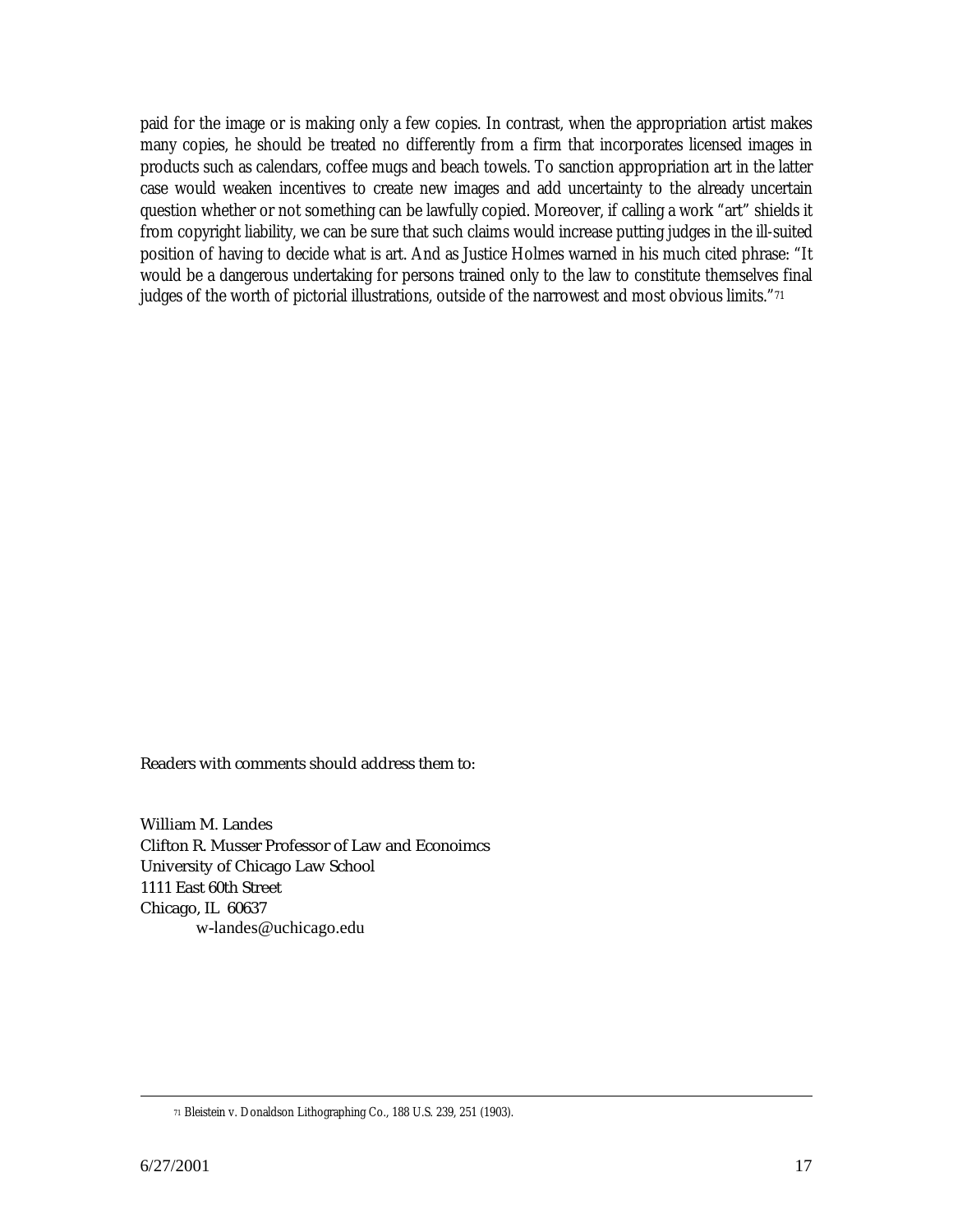paid for the image or is making only a few copies. In contrast, when the appropriation artist makes many copies, he should be treated no differently from a firm that incorporates licensed images in products such as calendars, coffee mugs and beach towels. To sanction appropriation art in the latter case would weaken incentives to create new images and add uncertainty to the already uncertain question whether or not something can be lawfully copied. Moreover, if calling a work "art" shields it from copyright liability, we can be sure that such claims would increase putting judges in the ill-suited position of having to decide what is art. And as Justice Holmes warned in his much cited phrase: "It would be a dangerous undertaking for persons trained only to the law to constitute themselves final judges of the worth of pictorial illustrations, outside of the narrowest and most obvious limits."[71]

Readers with comments should address them to:

William M. Landes
Clifton R. Musser Professor of Law and Econoimcs
University of Chicago Law School
1111 East 60th Street
Chicago, IL 60637
w-landes@uchicago.edu

[71] Bleistein v. Donaldson Lithographing Co., 188 U.S. 239, 251 (1903).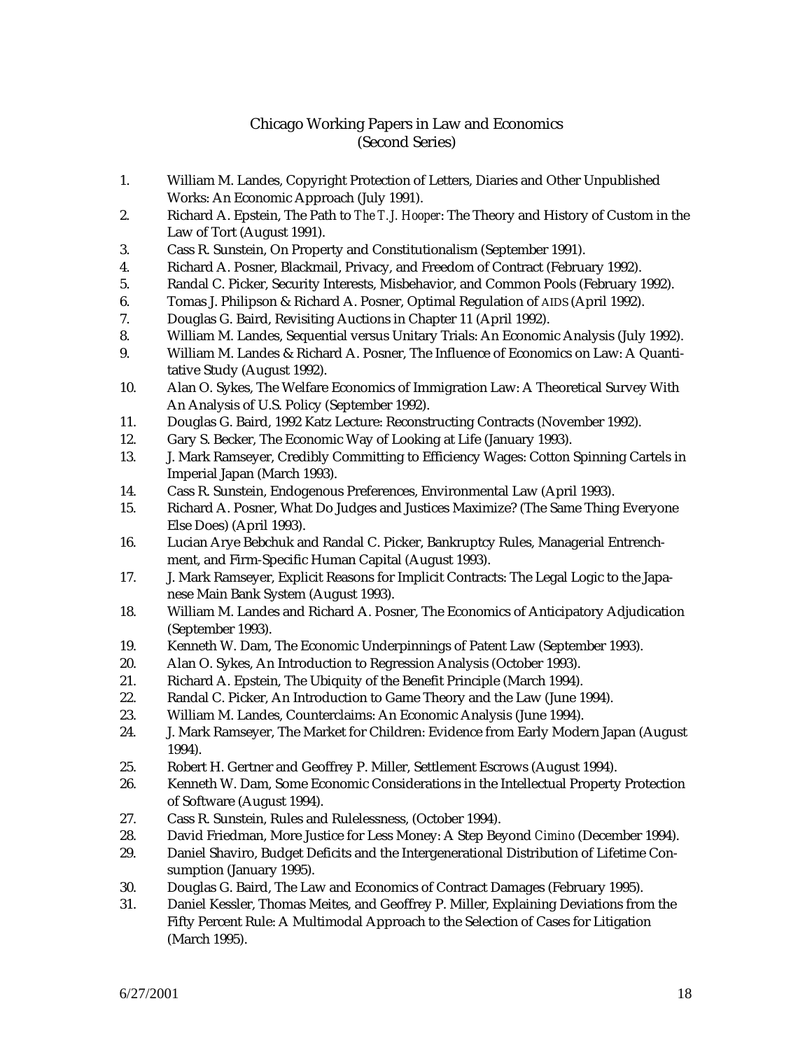# Chicago Working Papers in Law and Economics
## (Second Series)

1. William M. Landes, Copyright Protection of Letters, Diaries and Other Unpublished Works: An Economic Approach (July 1991).
2. Richard A. Epstein, The Path to *The T. J. Hooper*: The Theory and History of Custom in the Law of Tort (August 1991).
3. Cass R. Sunstein, On Property and Constitutionalism (September 1991).
4. Richard A. Posner, Blackmail, Privacy, and Freedom of Contract (February 1992).
5. Randal C. Picker, Security Interests, Misbehavior, and Common Pools (February 1992).
6. Tomas J. Philipson & Richard A. Posner, Optimal Regulation of AIDS (April 1992).
7. Douglas G. Baird, Revisiting Auctions in Chapter 11 (April 1992).
8. William M. Landes, Sequential versus Unitary Trials: An Economic Analysis (July 1992).
9. William M. Landes & Richard A. Posner, The Influence of Economics on Law: A Quantitative Study (August 1992).
10. Alan O. Sykes, The Welfare Economics of Immigration Law: A Theoretical Survey With An Analysis of U.S. Policy (September 1992).
11. Douglas G. Baird, 1992 Katz Lecture: Reconstructing Contracts (November 1992).
12. Gary S. Becker, The Economic Way of Looking at Life (January 1993).
13. J. Mark Ramseyer, Credibly Committing to Efficiency Wages: Cotton Spinning Cartels in Imperial Japan (March 1993).
14. Cass R. Sunstein, Endogenous Preferences, Environmental Law (April 1993).
15. Richard A. Posner, What Do Judges and Justices Maximize? (The Same Thing Everyone Else Does) (April 1993).
16. Lucian Arye Bebchuk and Randal C. Picker, Bankruptcy Rules, Managerial Entrenchment, and Firm-Specific Human Capital (August 1993).
17. J. Mark Ramseyer, Explicit Reasons for Implicit Contracts: The Legal Logic to the Japanese Main Bank System (August 1993).
18. William M. Landes and Richard A. Posner, The Economics of Anticipatory Adjudication (September 1993).
19. Kenneth W. Dam, The Economic Underpinnings of Patent Law (September 1993).
20. Alan O. Sykes, An Introduction to Regression Analysis (October 1993).
21. Richard A. Epstein, The Ubiquity of the Benefit Principle (March 1994).
22. Randal C. Picker, An Introduction to Game Theory and the Law (June 1994).
23. William M. Landes, Counterclaims: An Economic Analysis (June 1994).
24. J. Mark Ramseyer, The Market for Children: Evidence from Early Modern Japan (August 1994).
25. Robert H. Gertner and Geoffrey P. Miller, Settlement Escrows (August 1994).
26. Kenneth W. Dam, Some Economic Considerations in the Intellectual Property Protection of Software (August 1994).
27. Cass R. Sunstein, Rules and Rulelessness, (October 1994).
28. David Friedman, More Justice for Less Money: A Step Beyond *Cimino* (December 1994).
29. Daniel Shaviro, Budget Deficits and the Intergenerational Distribution of Lifetime Consumption (January 1995).
30. Douglas G. Baird, The Law and Economics of Contract Damages (February 1995).
31. Daniel Kessler, Thomas Meites, and Geoffrey P. Miller, Explaining Deviations from the Fifty Percent Rule: A Multimodal Approach to the Selection of Cases for Litigation (March 1995).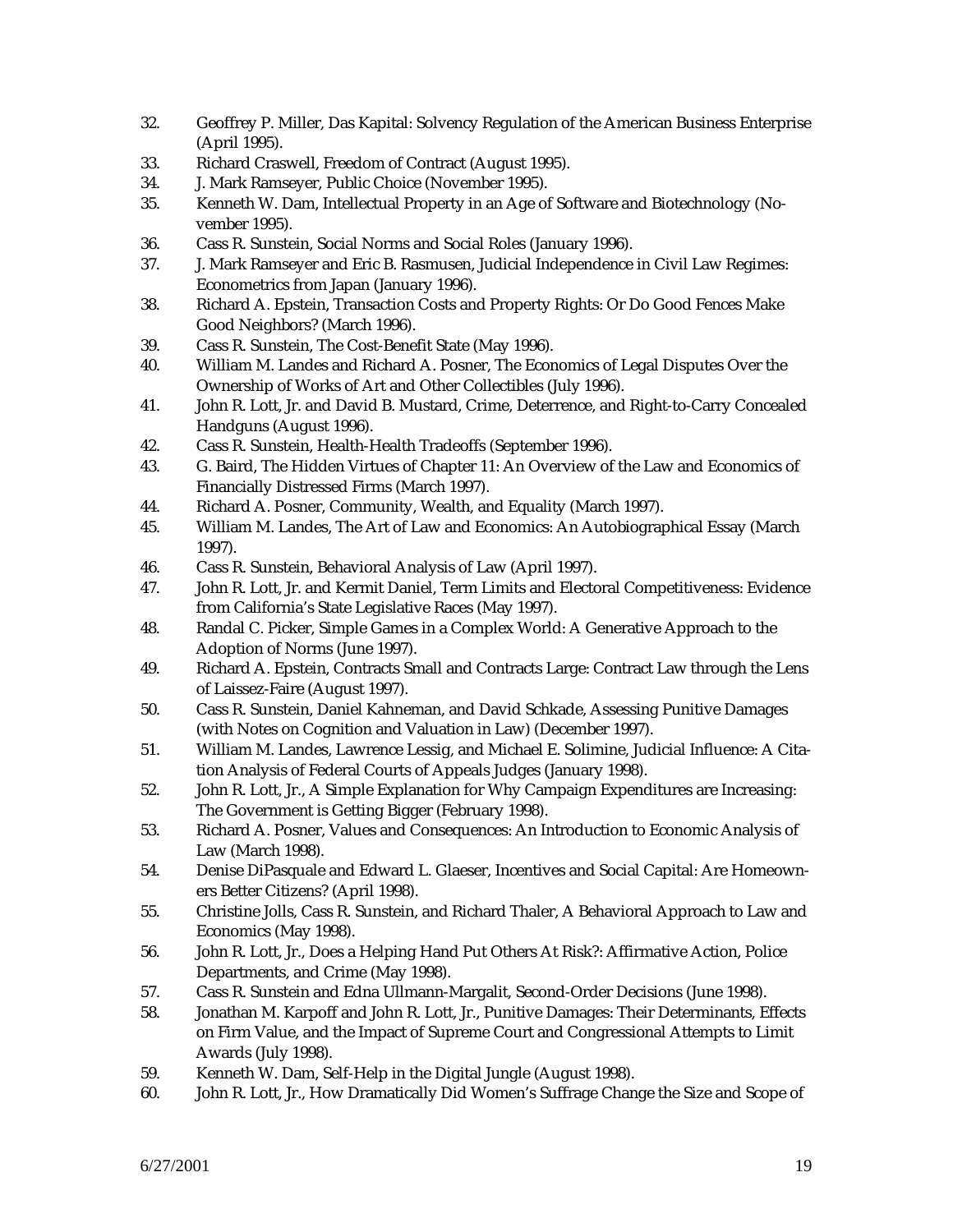32. Geoffrey P. Miller, Das Kapital: Solvency Regulation of the American Business Enterprise (April 1995).
33. Richard Craswell, Freedom of Contract (August 1995).
34. J. Mark Ramseyer, Public Choice (November 1995).
35. Kenneth W. Dam, Intellectual Property in an Age of Software and Biotechnology (November 1995).
36. Cass R. Sunstein, Social Norms and Social Roles (January 1996).
37. J. Mark Ramseyer and Eric B. Rasmusen, Judicial Independence in Civil Law Regimes: Econometrics from Japan (January 1996).
38. Richard A. Epstein, Transaction Costs and Property Rights: Or Do Good Fences Make Good Neighbors? (March 1996).
39. Cass R. Sunstein, The Cost-Benefit State (May 1996).
40. William M. Landes and Richard A. Posner, The Economics of Legal Disputes Over the Ownership of Works of Art and Other Collectibles (July 1996).
41. John R. Lott, Jr. and David B. Mustard, Crime, Deterrence, and Right-to-Carry Concealed Handguns (August 1996).
42. Cass R. Sunstein, Health-Health Tradeoffs (September 1996).
43. G. Baird, The Hidden Virtues of Chapter 11: An Overview of the Law and Economics of Financially Distressed Firms (March 1997).
44. Richard A. Posner, Community, Wealth, and Equality (March 1997).
45. William M. Landes, The Art of Law and Economics: An Autobiographical Essay (March 1997).
46. Cass R. Sunstein, Behavioral Analysis of Law (April 1997).
47. John R. Lott, Jr. and Kermit Daniel, Term Limits and Electoral Competitiveness: Evidence from California's State Legislative Races (May 1997).
48. Randal C. Picker, Simple Games in a Complex World: A Generative Approach to the Adoption of Norms (June 1997).
49. Richard A. Epstein, Contracts Small and Contracts Large: Contract Law through the Lens of Laissez-Faire (August 1997).
50. Cass R. Sunstein, Daniel Kahneman, and David Schkade, Assessing Punitive Damages (with Notes on Cognition and Valuation in Law) (December 1997).
51. William M. Landes, Lawrence Lessig, and Michael E. Solimine, Judicial Influence: A Citation Analysis of Federal Courts of Appeals Judges (January 1998).
52. John R. Lott, Jr., A Simple Explanation for Why Campaign Expenditures are Increasing: The Government is Getting Bigger (February 1998).
53. Richard A. Posner, Values and Consequences: An Introduction to Economic Analysis of Law (March 1998).
54. Denise DiPasquale and Edward L. Glaeser, Incentives and Social Capital: Are Homeowners Better Citizens? (April 1998).
55. Christine Jolls, Cass R. Sunstein, and Richard Thaler, A Behavioral Approach to Law and Economics (May 1998).
56. John R. Lott, Jr., Does a Helping Hand Put Others At Risk?: Affirmative Action, Police Departments, and Crime (May 1998).
57. Cass R. Sunstein and Edna Ullmann-Margalit, Second-Order Decisions (June 1998).
58. Jonathan M. Karpoff and John R. Lott, Jr., Punitive Damages: Their Determinants, Effects on Firm Value, and the Impact of Supreme Court and Congressional Attempts to Limit Awards (July 1998).
59. Kenneth W. Dam, Self-Help in the Digital Jungle (August 1998).
60. John R. Lott, Jr., How Dramatically Did Women's Suffrage Change the Size and Scope of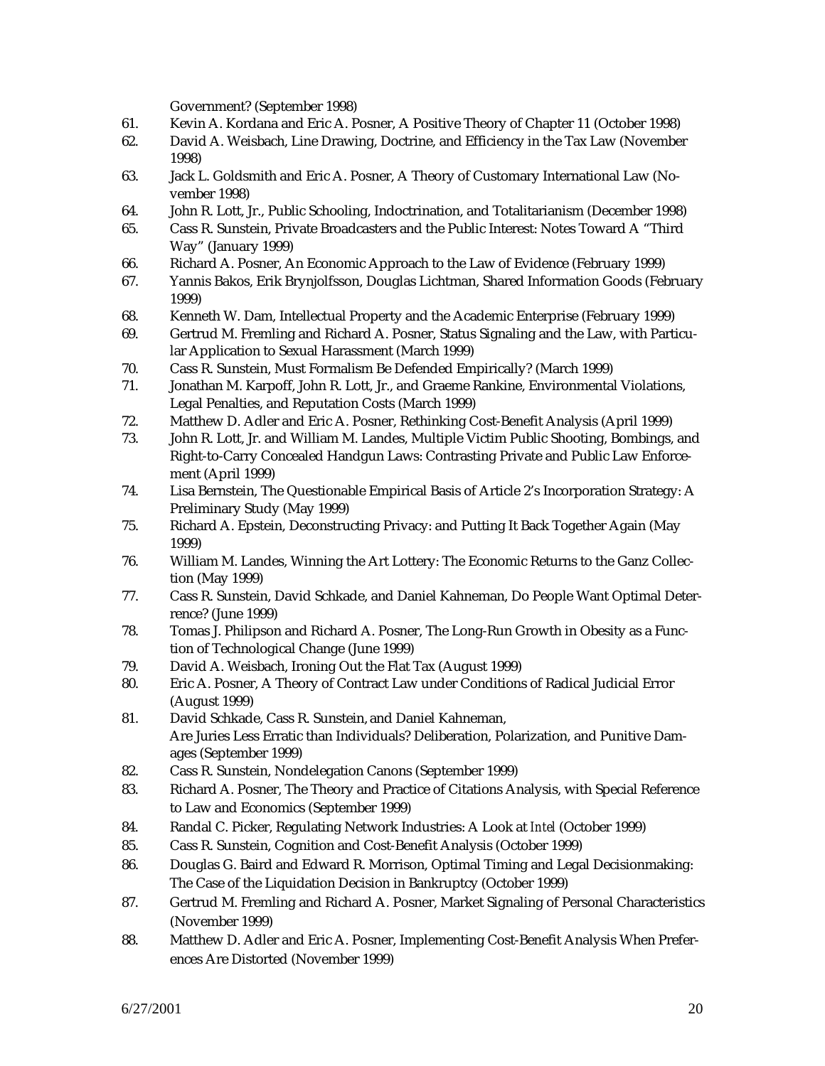Government? (September 1998)

61. Kevin A. Kordana and Eric A. Posner, A Positive Theory of Chapter 11 (October 1998)
62. David A. Weisbach, Line Drawing, Doctrine, and Efficiency in the Tax Law (November 1998)
63. Jack L. Goldsmith and Eric A. Posner, A Theory of Customary International Law (November 1998)
64. John R. Lott, Jr., Public Schooling, Indoctrination, and Totalitarianism (December 1998)
65. Cass R. Sunstein, Private Broadcasters and the Public Interest: Notes Toward A "Third Way" (January 1999)
66. Richard A. Posner, An Economic Approach to the Law of Evidence (February 1999)
67. Yannis Bakos, Erik Brynjolfsson, Douglas Lichtman, Shared Information Goods (February 1999)
68. Kenneth W. Dam, Intellectual Property and the Academic Enterprise (February 1999)
69. Gertrud M. Fremling and Richard A. Posner, Status Signaling and the Law, with Particular Application to Sexual Harassment (March 1999)
70. Cass R. Sunstein, Must Formalism Be Defended Empirically? (March 1999)
71. Jonathan M. Karpoff, John R. Lott, Jr., and Graeme Rankine, Environmental Violations, Legal Penalties, and Reputation Costs (March 1999)
72. Matthew D. Adler and Eric A. Posner, Rethinking Cost-Benefit Analysis (April 1999)
73. John R. Lott, Jr. and William M. Landes, Multiple Victim Public Shooting, Bombings, and Right-to-Carry Concealed Handgun Laws: Contrasting Private and Public Law Enforcement (April 1999)
74. Lisa Bernstein, The Questionable Empirical Basis of Article 2's Incorporation Strategy: A Preliminary Study (May 1999)
75. Richard A. Epstein, Deconstructing Privacy: and Putting It Back Together Again (May 1999)
76. William M. Landes, Winning the Art Lottery: The Economic Returns to the Ganz Collection (May 1999)
77. Cass R. Sunstein, David Schkade, and Daniel Kahneman, Do People Want Optimal Deterrence? (June 1999)
78. Tomas J. Philipson and Richard A. Posner, The Long-Run Growth in Obesity as a Function of Technological Change (June 1999)
79. David A. Weisbach, Ironing Out the Flat Tax (August 1999)
80. Eric A. Posner, A Theory of Contract Law under Conditions of Radical Judicial Error (August 1999)
81. David Schkade, Cass R. Sunstein, and Daniel Kahneman, Are Juries Less Erratic than Individuals? Deliberation, Polarization, and Punitive Damages (September 1999)
82. Cass R. Sunstein, Nondelegation Canons (September 1999)
83. Richard A. Posner, The Theory and Practice of Citations Analysis, with Special Reference to Law and Economics (September 1999)
84. Randal C. Picker, Regulating Network Industries: A Look at *Intel* (October 1999)
85. Cass R. Sunstein, Cognition and Cost-Benefit Analysis (October 1999)
86. Douglas G. Baird and Edward R. Morrison, Optimal Timing and Legal Decisionmaking: The Case of the Liquidation Decision in Bankruptcy (October 1999)
87. Gertrud M. Fremling and Richard A. Posner, Market Signaling of Personal Characteristics (November 1999)
88. Matthew D. Adler and Eric A. Posner, Implementing Cost-Benefit Analysis When Preferences Are Distorted (November 1999)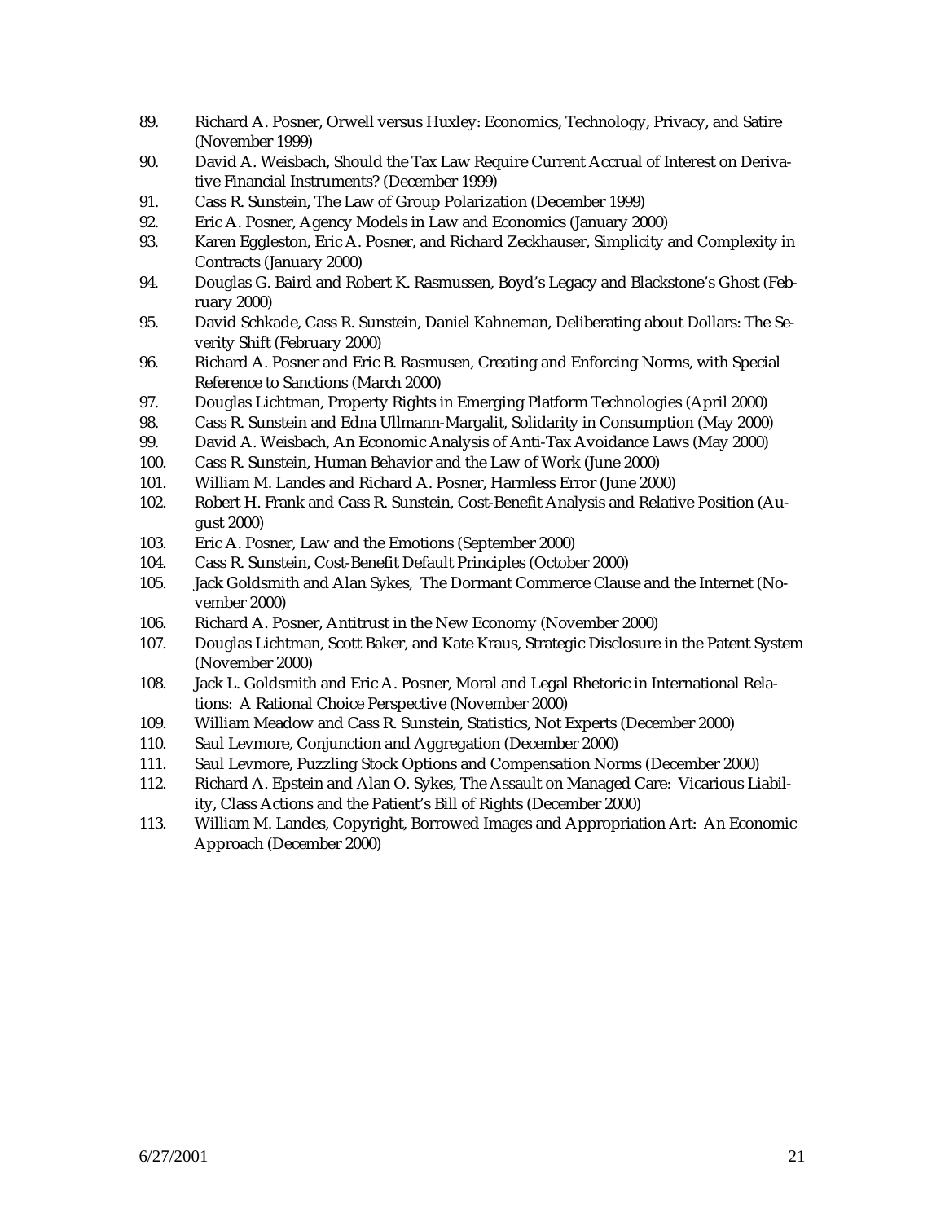89. Richard A. Posner, Orwell versus Huxley: Economics, Technology, Privacy, and Satire (November 1999)
90. David A. Weisbach, Should the Tax Law Require Current Accrual of Interest on Derivative Financial Instruments? (December 1999)
91. Cass R. Sunstein, The Law of Group Polarization (December 1999)
92. Eric A. Posner, Agency Models in Law and Economics (January 2000)
93. Karen Eggleston, Eric A. Posner, and Richard Zeckhauser, Simplicity and Complexity in Contracts (January 2000)
94. Douglas G. Baird and Robert K. Rasmussen, Boyd's Legacy and Blackstone's Ghost (February 2000)
95. David Schkade, Cass R. Sunstein, Daniel Kahneman, Deliberating about Dollars: The Severity Shift (February 2000)
96. Richard A. Posner and Eric B. Rasmusen, Creating and Enforcing Norms, with Special Reference to Sanctions (March 2000)
97. Douglas Lichtman, Property Rights in Emerging Platform Technologies (April 2000)
98. Cass R. Sunstein and Edna Ullmann-Margalit, Solidarity in Consumption (May 2000)
99. David A. Weisbach, An Economic Analysis of Anti-Tax Avoidance Laws (May 2000)
100. Cass R. Sunstein, Human Behavior and the Law of Work (June 2000)
101. William M. Landes and Richard A. Posner, Harmless Error (June 2000)
102. Robert H. Frank and Cass R. Sunstein, Cost-Benefit Analysis and Relative Position (August 2000)
103. Eric A. Posner, Law and the Emotions (September 2000)
104. Cass R. Sunstein, Cost-Benefit Default Principles (October 2000)
105. Jack Goldsmith and Alan Sykes, The Dormant Commerce Clause and the Internet (November 2000)
106. Richard A. Posner, Antitrust in the New Economy (November 2000)
107. Douglas Lichtman, Scott Baker, and Kate Kraus, Strategic Disclosure in the Patent System (November 2000)
108. Jack L. Goldsmith and Eric A. Posner, Moral and Legal Rhetoric in International Relations: A Rational Choice Perspective (November 2000)
109. William Meadow and Cass R. Sunstein, Statistics, Not Experts (December 2000)
110. Saul Levmore, Conjunction and Aggregation (December 2000)
111. Saul Levmore, Puzzling Stock Options and Compensation Norms (December 2000)
112. Richard A. Epstein and Alan O. Sykes, The Assault on Managed Care: Vicarious Liability, Class Actions and the Patient's Bill of Rights (December 2000)
113. William M. Landes, Copyright, Borrowed Images and Appropriation Art: An Economic Approach (December 2000)